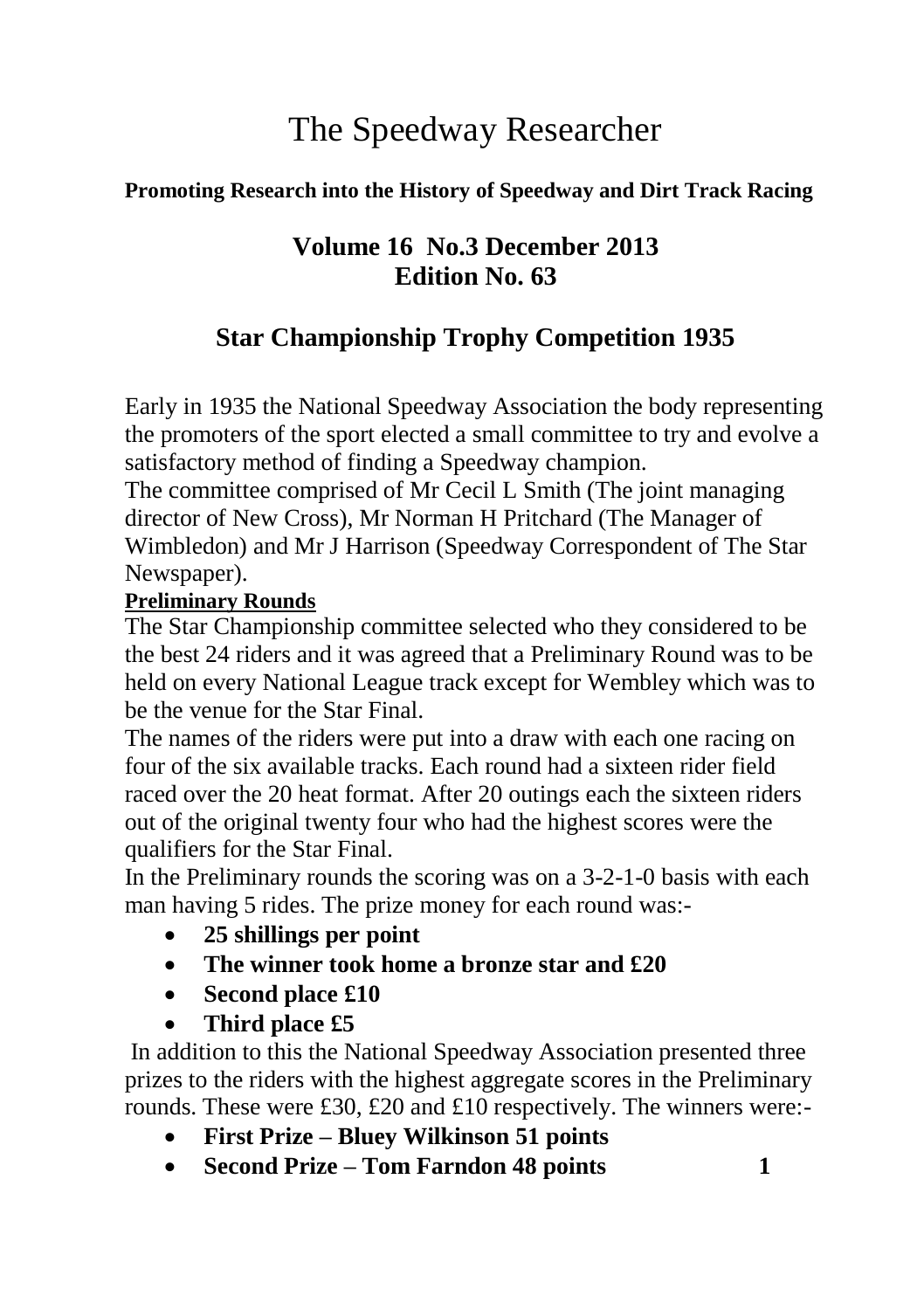# The Speedway Researcher

**Promoting Research into the History of Speedway and Dirt Track Racing**

## Volume 16 No.3 December 2013
## Edition No. 63

## Star Championship Trophy Competition 1935

Early in 1935 the National Speedway Association the body representing the promoters of the sport elected a small committee to try and evolve a satisfactory method of finding a Speedway champion.

The committee comprised of Mr Cecil L Smith (The joint managing director of New Cross), Mr Norman H Pritchard (The Manager of Wimbledon) and Mr J Harrison (Speedway Correspondent of The Star Newspaper).

**Preliminary Rounds**

The Star Championship committee selected who they considered to be the best 24 riders and it was agreed that a Preliminary Round was to be held on every National League track except for Wembley which was to be the venue for the Star Final.

The names of the riders were put into a draw with each one racing on four of the six available tracks. Each round had a sixteen rider field raced over the 20 heat format. After 20 outings each the sixteen riders out of the original twenty four who had the highest scores were the qualifiers for the Star Final.

In the Preliminary rounds the scoring was on a 3-2-1-0 basis with each man having 5 rides. The prize money for each round was:-

- **25 shillings per point**
- **The winner took home a bronze star and £20**
- **Second place £10**
- **Third place £5**

In addition to this the National Speedway Association presented three prizes to the riders with the highest aggregate scores in the Preliminary rounds. These were £30, £20 and £10 respectively. The winners were:-

- **First Prize – Bluey Wilkinson 51 points**
- **Second Prize – Tom Farndon 48 points**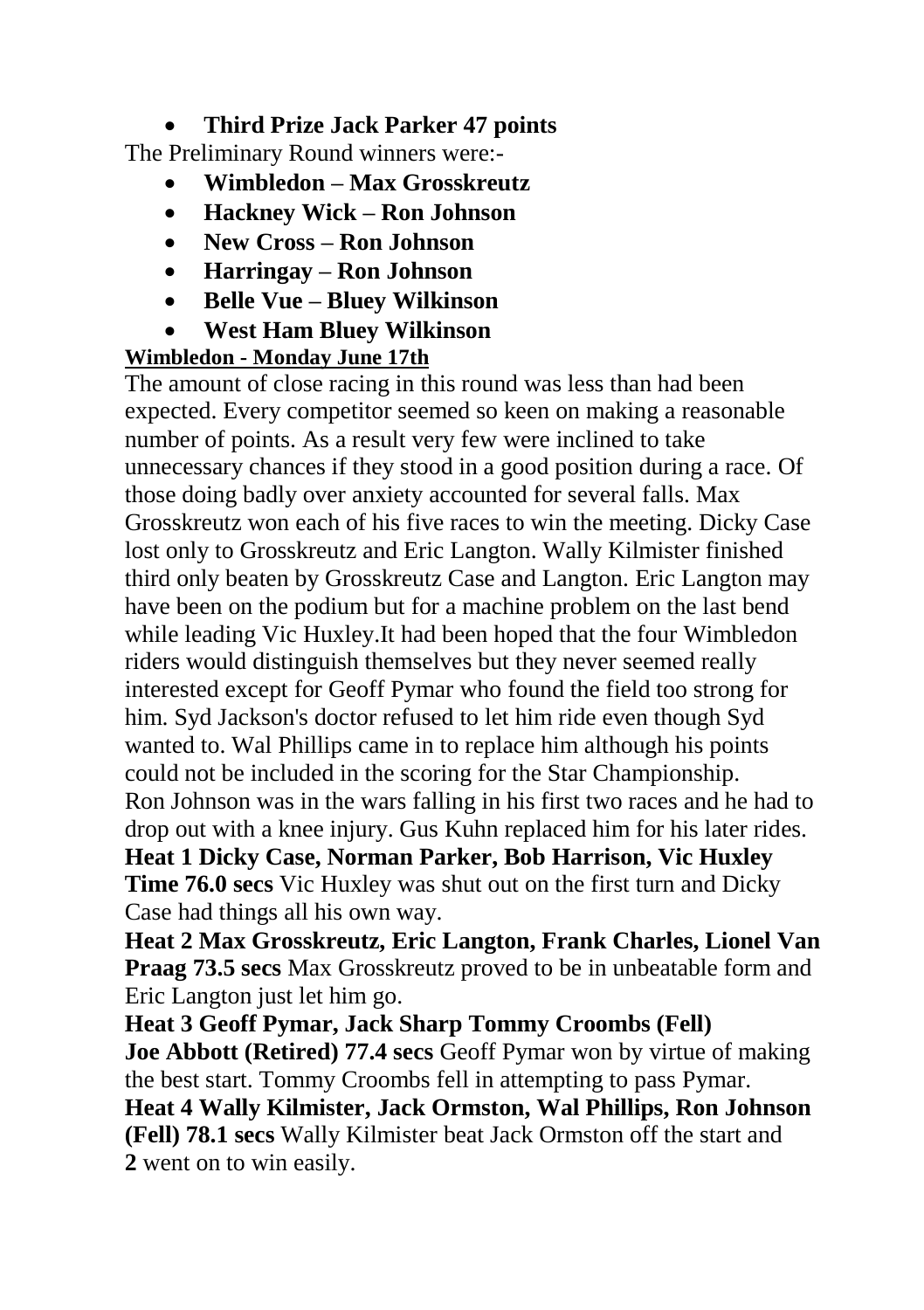- **Third Prize Jack Parker 47 points**

The Preliminary Round winners were:-

- **Wimbledon – Max Grosskreutz**
- **Hackney Wick – Ron Johnson**
- **New Cross – Ron Johnson**
- **Harringay – Ron Johnson**
- **Belle Vue – Bluey Wilkinson**
- **West Ham Bluey Wilkinson**

### Wimbledon - Monday June 17th

The amount of close racing in this round was less than had been expected. Every competitor seemed so keen on making a reasonable number of points. As a result very few were inclined to take unnecessary chances if they stood in a good position during a race. Of those doing badly over anxiety accounted for several falls. Max Grosskreutz won each of his five races to win the meeting. Dicky Case lost only to Grosskreutz and Eric Langton. Wally Kilmister finished third only beaten by Grosskreutz Case and Langton. Eric Langton may have been on the podium but for a machine problem on the last bend while leading Vic Huxley.It had been hoped that the four Wimbledon riders would distinguish themselves but they never seemed really interested except for Geoff Pymar who found the field too strong for him. Syd Jackson's doctor refused to let him ride even though Syd wanted to. Wal Phillips came in to replace him although his points could not be included in the scoring for the Star Championship. Ron Johnson was in the wars falling in his first two races and he had to drop out with a knee injury. Gus Kuhn replaced him for his later rides.

**Heat 1 Dicky Case, Norman Parker, Bob Harrison, Vic Huxley Time 76.0 secs** Vic Huxley was shut out on the first turn and Dicky Case had things all his own way.

**Heat 2 Max Grosskreutz, Eric Langton, Frank Charles, Lionel Van Praag 73.5 secs** Max Grosskreutz proved to be in unbeatable form and Eric Langton just let him go.

**Heat 3 Geoff Pymar, Jack Sharp Tommy Croombs (Fell) Joe Abbott (Retired) 77.4 secs** Geoff Pymar won by virtue of making the best start. Tommy Croombs fell in attempting to pass Pymar.

**Heat 4 Wally Kilmister, Jack Ormston, Wal Phillips, Ron Johnson (Fell) 78.1 secs** Wally Kilmister beat Jack Ormston off the start and went on to win easily.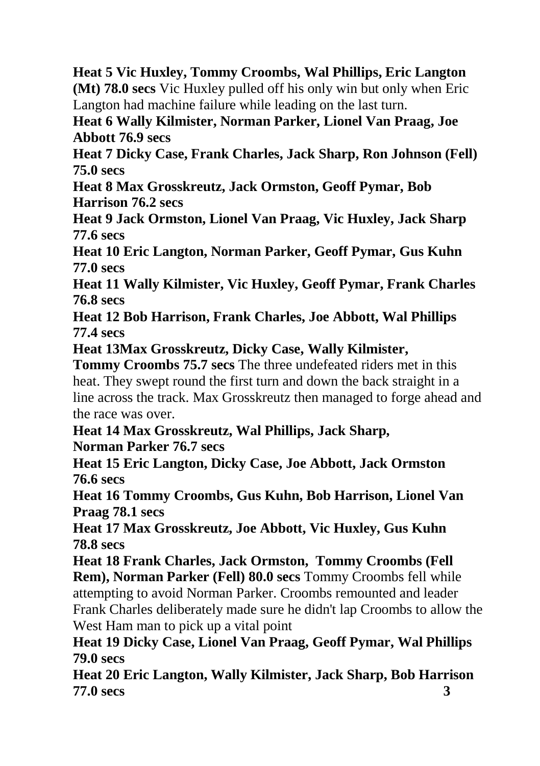**Heat 5 Vic Huxley, Tommy Croombs, Wal Phillips, Eric Langton (Mt) 78.0 secs** Vic Huxley pulled off his only win but only when Eric Langton had machine failure while leading on the last turn.

**Heat 6 Wally Kilmister, Norman Parker, Lionel Van Praag, Joe Abbott 76.9 secs**

**Heat 7 Dicky Case, Frank Charles, Jack Sharp, Ron Johnson (Fell) 75.0 secs**

**Heat 8 Max Grosskreutz, Jack Ormston, Geoff Pymar, Bob Harrison 76.2 secs**

**Heat 9 Jack Ormston, Lionel Van Praag, Vic Huxley, Jack Sharp 77.6 secs**

**Heat 10 Eric Langton, Norman Parker, Geoff Pymar, Gus Kuhn 77.0 secs**

**Heat 11 Wally Kilmister, Vic Huxley, Geoff Pymar, Frank Charles 76.8 secs**

**Heat 12 Bob Harrison, Frank Charles, Joe Abbott, Wal Phillips 77.4 secs**

**Heat 13Max Grosskreutz, Dicky Case, Wally Kilmister, Tommy Croombs 75.7 secs** The three undefeated riders met in this heat. They swept round the first turn and down the back straight in a line across the track. Max Grosskreutz then managed to forge ahead and the race was over.

**Heat 14 Max Grosskreutz, Wal Phillips, Jack Sharp, Norman Parker 76.7 secs**

**Heat 15 Eric Langton, Dicky Case, Joe Abbott, Jack Ormston 76.6 secs**

**Heat 16 Tommy Croombs, Gus Kuhn, Bob Harrison, Lionel Van Praag 78.1 secs**

**Heat 17 Max Grosskreutz, Joe Abbott, Vic Huxley, Gus Kuhn 78.8 secs**

**Heat 18 Frank Charles, Jack Ormston, Tommy Croombs (Fell Rem), Norman Parker (Fell) 80.0 secs** Tommy Croombs fell while attempting to avoid Norman Parker. Croombs remounted and leader Frank Charles deliberately made sure he didn't lap Croombs to allow the West Ham man to pick up a vital point

**Heat 19 Dicky Case, Lionel Van Praag, Geoff Pymar, Wal Phillips 79.0 secs**

**Heat 20 Eric Langton, Wally Kilmister, Jack Sharp, Bob Harrison 77.0 secs**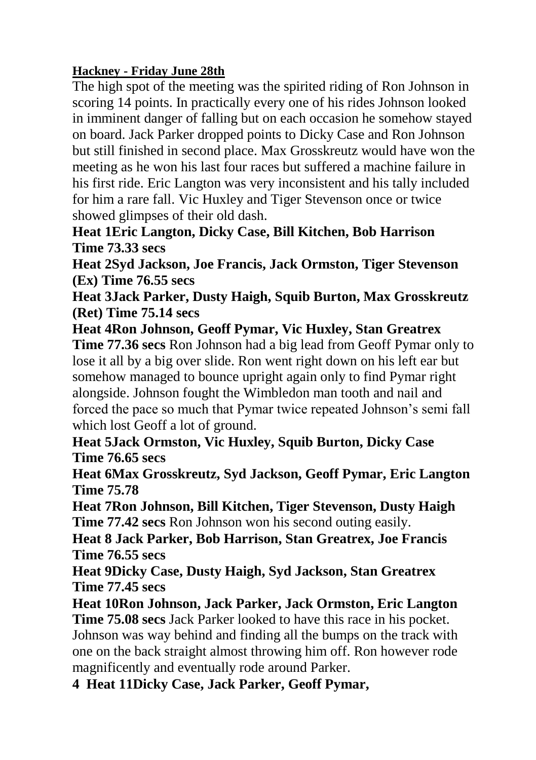**Hackney - Friday June 28th**

The high spot of the meeting was the spirited riding of Ron Johnson in scoring 14 points. In practically every one of his rides Johnson looked in imminent danger of falling but on each occasion he somehow stayed on board. Jack Parker dropped points to Dicky Case and Ron Johnson but still finished in second place. Max Grosskreutz would have won the meeting as he won his last four races but suffered a machine failure in his first ride. Eric Langton was very inconsistent and his tally included for him a rare fall. Vic Huxley and Tiger Stevenson once or twice showed glimpses of their old dash.

**Heat 1Eric Langton, Dicky Case, Bill Kitchen, Bob Harrison Time 73.33 secs**

**Heat 2Syd Jackson, Joe Francis, Jack Ormston, Tiger Stevenson (Ex) Time 76.55 secs**

**Heat 3Jack Parker, Dusty Haigh, Squib Burton, Max Grosskreutz (Ret) Time 75.14 secs**

**Heat 4Ron Johnson, Geoff Pymar, Vic Huxley, Stan Greatrex Time 77.36 secs** Ron Johnson had a big lead from Geoff Pymar only to lose it all by a big over slide. Ron went right down on his left ear but somehow managed to bounce upright again only to find Pymar right alongside. Johnson fought the Wimbledon man tooth and nail and forced the pace so much that Pymar twice repeated Johnson's semi fall which lost Geoff a lot of ground.

**Heat 5Jack Ormston, Vic Huxley, Squib Burton, Dicky Case Time 76.65 secs**

**Heat 6Max Grosskreutz, Syd Jackson, Geoff Pymar, Eric Langton Time 75.78**

**Heat 7Ron Johnson, Bill Kitchen, Tiger Stevenson, Dusty Haigh Time 77.42 secs** Ron Johnson won his second outing easily.

**Heat 8 Jack Parker, Bob Harrison, Stan Greatrex, Joe Francis Time 76.55 secs**

**Heat 9Dicky Case, Dusty Haigh, Syd Jackson, Stan Greatrex Time 77.45 secs**

**Heat 10Ron Johnson, Jack Parker, Jack Ormston, Eric Langton Time 75.08 secs** Jack Parker looked to have this race in his pocket. Johnson was way behind and finding all the bumps on the track with one on the back straight almost throwing him off. Ron however rode magnificently and eventually rode around Parker.

**Heat 11Dicky Case, Jack Parker, Geoff Pymar,**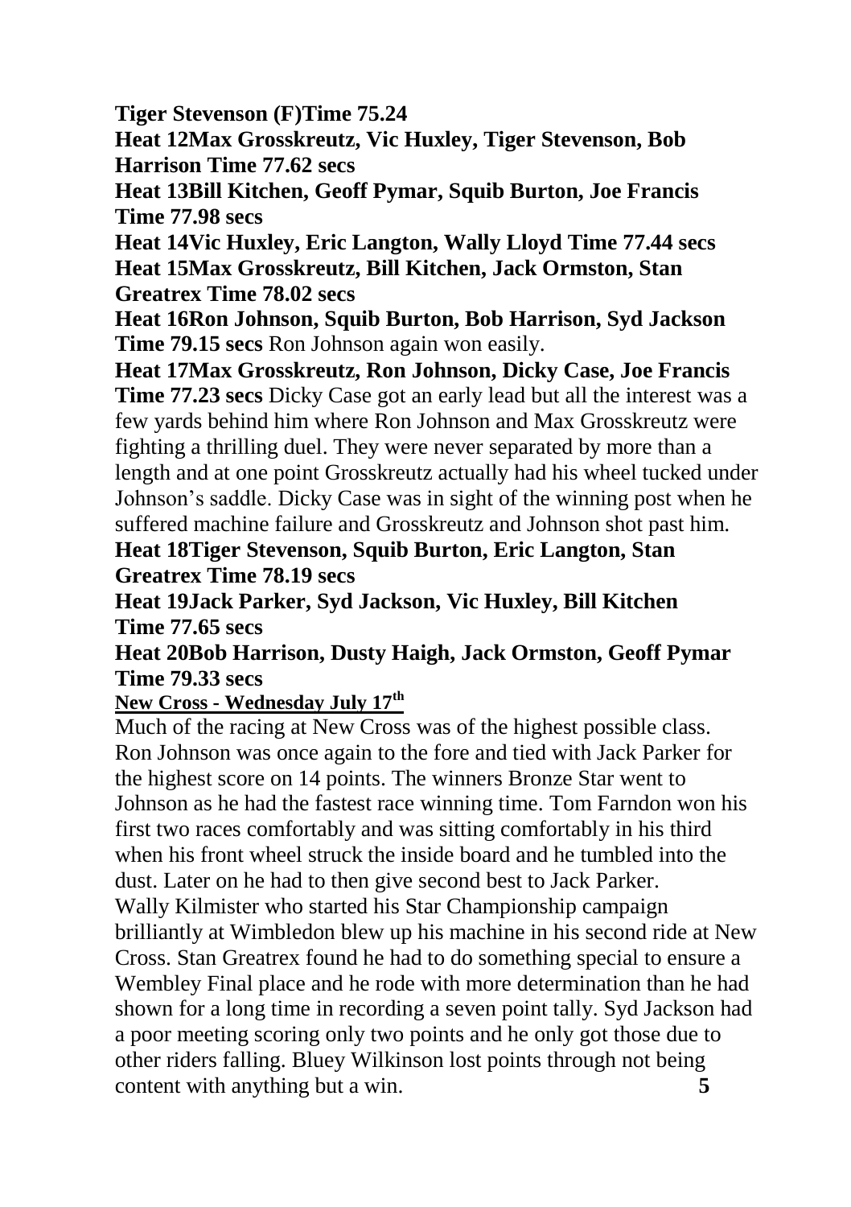**Tiger Stevenson (F)Time 75.24**

**Heat 12Max Grosskreutz, Vic Huxley, Tiger Stevenson, Bob Harrison Time 77.62 secs**

**Heat 13Bill Kitchen, Geoff Pymar, Squib Burton, Joe Francis Time 77.98 secs**

**Heat 14Vic Huxley, Eric Langton, Wally Lloyd Time 77.44 secs**

**Heat 15Max Grosskreutz, Bill Kitchen, Jack Ormston, Stan Greatrex Time 78.02 secs**

**Heat 16Ron Johnson, Squib Burton, Bob Harrison, Syd Jackson Time 79.15 secs** Ron Johnson again won easily.

**Heat 17Max Grosskreutz, Ron Johnson, Dicky Case, Joe Francis Time 77.23 secs** Dicky Case got an early lead but all the interest was a few yards behind him where Ron Johnson and Max Grosskreutz were fighting a thrilling duel. They were never separated by more than a length and at one point Grosskreutz actually had his wheel tucked under Johnson's saddle. Dicky Case was in sight of the winning post when he suffered machine failure and Grosskreutz and Johnson shot past him.

**Heat 18Tiger Stevenson, Squib Burton, Eric Langton, Stan Greatrex Time 78.19 secs**

**Heat 19Jack Parker, Syd Jackson, Vic Huxley, Bill Kitchen Time 77.65 secs**

**Heat 20Bob Harrison, Dusty Haigh, Jack Ormston, Geoff Pymar Time 79.33 secs**

**New Cross - Wednesday July 17th**

Much of the racing at New Cross was of the highest possible class. Ron Johnson was once again to the fore and tied with Jack Parker for the highest score on 14 points. The winners Bronze Star went to Johnson as he had the fastest race winning time. Tom Farndon won his first two races comfortably and was sitting comfortably in his third when his front wheel struck the inside board and he tumbled into the dust. Later on he had to then give second best to Jack Parker.
Wally Kilmister who started his Star Championship campaign brilliantly at Wimbledon blew up his machine in his second ride at New Cross. Stan Greatrex found he had to do something special to ensure a Wembley Final place and he rode with more determination than he had shown for a long time in recording a seven point tally. Syd Jackson had a poor meeting scoring only two points and he only got those due to other riders falling. Bluey Wilkinson lost points through not being content with anything but a win.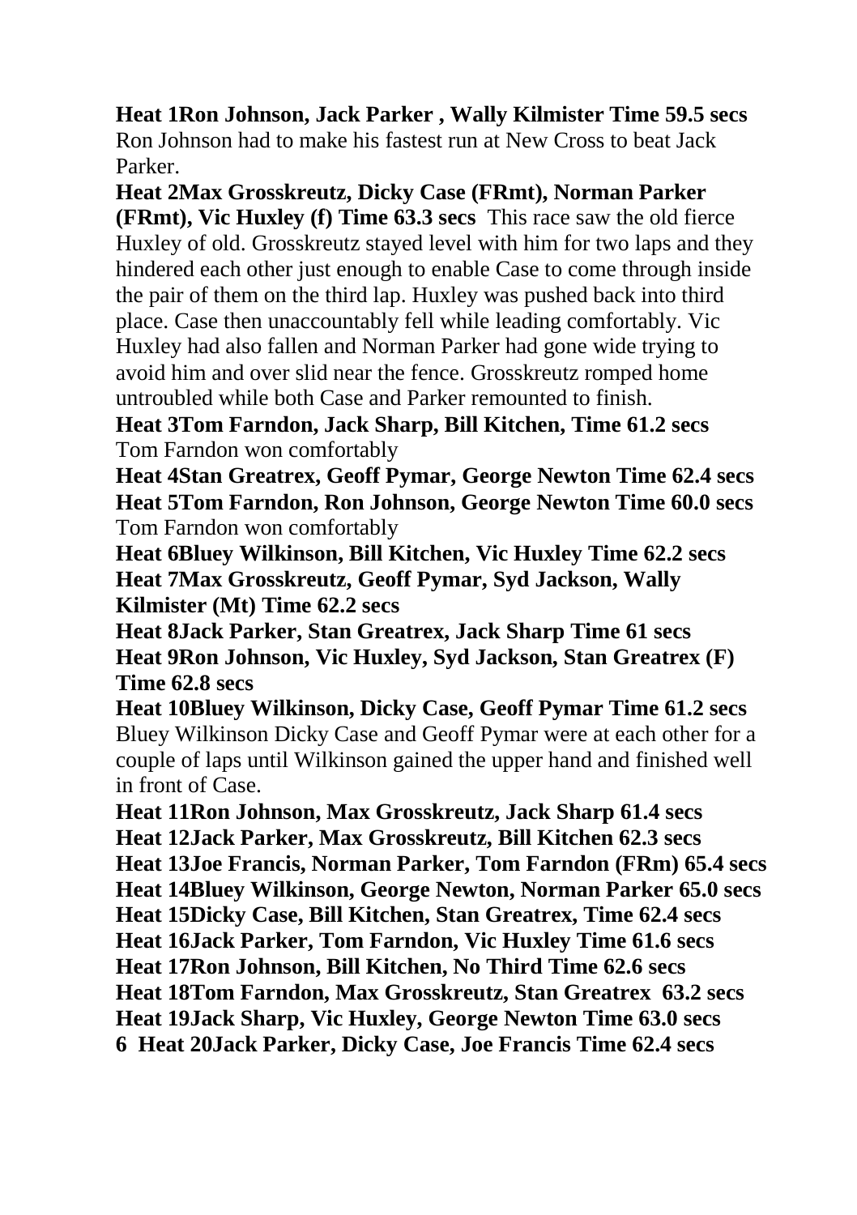**Heat 1Ron Johnson, Jack Parker , Wally Kilmister Time 59.5 secs** Ron Johnson had to make his fastest run at New Cross to beat Jack Parker.

**Heat 2Max Grosskreutz, Dicky Case (FRmt), Norman Parker (FRmt), Vic Huxley (f) Time 63.3 secs** This race saw the old fierce Huxley of old. Grosskreutz stayed level with him for two laps and they hindered each other just enough to enable Case to come through inside the pair of them on the third lap. Huxley was pushed back into third place. Case then unaccountably fell while leading comfortably. Vic Huxley had also fallen and Norman Parker had gone wide trying to avoid him and over slid near the fence. Grosskreutz romped home untroubled while both Case and Parker remounted to finish.

**Heat 3Tom Farndon, Jack Sharp, Bill Kitchen, Time 61.2 secs** Tom Farndon won comfortably

**Heat 4Stan Greatrex, Geoff Pymar, George Newton Time 62.4 secs**

**Heat 5Tom Farndon, Ron Johnson, George Newton Time 60.0 secs** Tom Farndon won comfortably

**Heat 6Bluey Wilkinson, Bill Kitchen, Vic Huxley Time 62.2 secs**

**Heat 7Max Grosskreutz, Geoff Pymar, Syd Jackson, Wally Kilmister (Mt) Time 62.2 secs**

**Heat 8Jack Parker, Stan Greatrex, Jack Sharp Time 61 secs**

**Heat 9Ron Johnson, Vic Huxley, Syd Jackson, Stan Greatrex (F) Time 62.8 secs**

**Heat 10Bluey Wilkinson, Dicky Case, Geoff Pymar Time 61.2 secs** Bluey Wilkinson Dicky Case and Geoff Pymar were at each other for a couple of laps until Wilkinson gained the upper hand and finished well in front of Case.

**Heat 11Ron Johnson, Max Grosskreutz, Jack Sharp 61.4 secs**

**Heat 12Jack Parker, Max Grosskreutz, Bill Kitchen 62.3 secs**

**Heat 13Joe Francis, Norman Parker, Tom Farndon (FRm) 65.4 secs**

**Heat 14Bluey Wilkinson, George Newton, Norman Parker 65.0 secs**

**Heat 15Dicky Case, Bill Kitchen, Stan Greatrex, Time 62.4 secs**

**Heat 16Jack Parker, Tom Farndon, Vic Huxley Time 61.6 secs**

**Heat 17Ron Johnson, Bill Kitchen, No Third Time 62.6 secs**

**Heat 18Tom Farndon, Max Grosskreutz, Stan Greatrex 63.2 secs**

**Heat 19Jack Sharp, Vic Huxley, George Newton Time 63.0 secs**

**Heat 20Jack Parker, Dicky Case, Joe Francis Time 62.4 secs**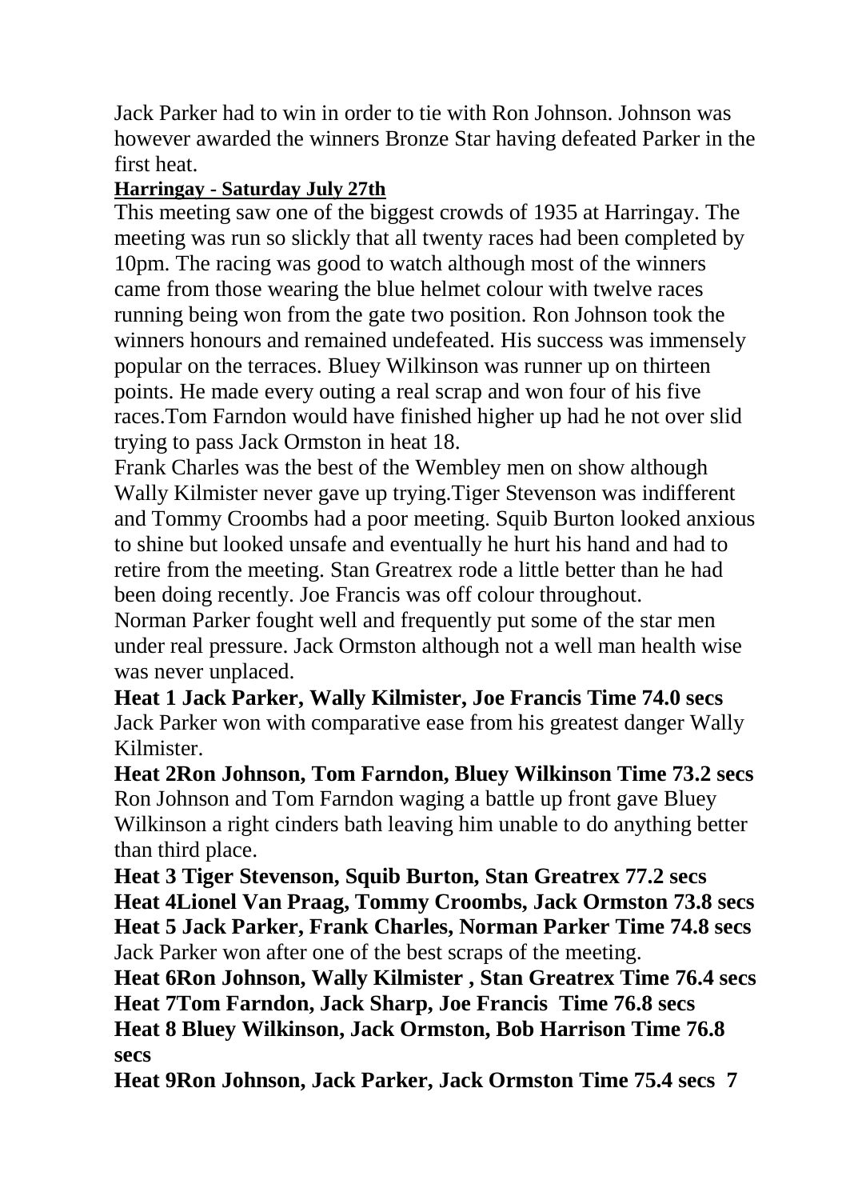Jack Parker had to win in order to tie with Ron Johnson. Johnson was however awarded the winners Bronze Star having defeated Parker in the first heat.

**Harringay - Saturday July 27th**

This meeting saw one of the biggest crowds of 1935 at Harringay. The meeting was run so slickly that all twenty races had been completed by 10pm. The racing was good to watch although most of the winners came from those wearing the blue helmet colour with twelve races running being won from the gate two position. Ron Johnson took the winners honours and remained undefeated. His success was immensely popular on the terraces. Bluey Wilkinson was runner up on thirteen points. He made every outing a real scrap and won four of his five races.Tom Farndon would have finished higher up had he not over slid trying to pass Jack Ormston in heat 18.

Frank Charles was the best of the Wembley men on show although Wally Kilmister never gave up trying.Tiger Stevenson was indifferent and Tommy Croombs had a poor meeting. Squib Burton looked anxious to shine but looked unsafe and eventually he hurt his hand and had to retire from the meeting. Stan Greatrex rode a little better than he had been doing recently. Joe Francis was off colour throughout.

Norman Parker fought well and frequently put some of the star men under real pressure. Jack Ormston although not a well man health wise was never unplaced.

**Heat 1 Jack Parker, Wally Kilmister, Joe Francis Time 74.0 secs**
Jack Parker won with comparative ease from his greatest danger Wally Kilmister.

**Heat 2Ron Johnson, Tom Farndon, Bluey Wilkinson Time 73.2 secs**
Ron Johnson and Tom Farndon waging a battle up front gave Bluey Wilkinson a right cinders bath leaving him unable to do anything better than third place.

**Heat 3 Tiger Stevenson, Squib Burton, Stan Greatrex 77.2 secs**

**Heat 4Lionel Van Praag, Tommy Croombs, Jack Ormston 73.8 secs**

**Heat 5 Jack Parker, Frank Charles, Norman Parker Time 74.8 secs**
Jack Parker won after one of the best scraps of the meeting.

**Heat 6Ron Johnson, Wally Kilmister , Stan Greatrex Time 76.4 secs**

**Heat 7Tom Farndon, Jack Sharp, Joe Francis Time 76.8 secs**

**Heat 8 Bluey Wilkinson, Jack Ormston, Bob Harrison Time 76.8 secs**

**Heat 9Ron Johnson, Jack Parker, Jack Ormston Time 75.4 secs**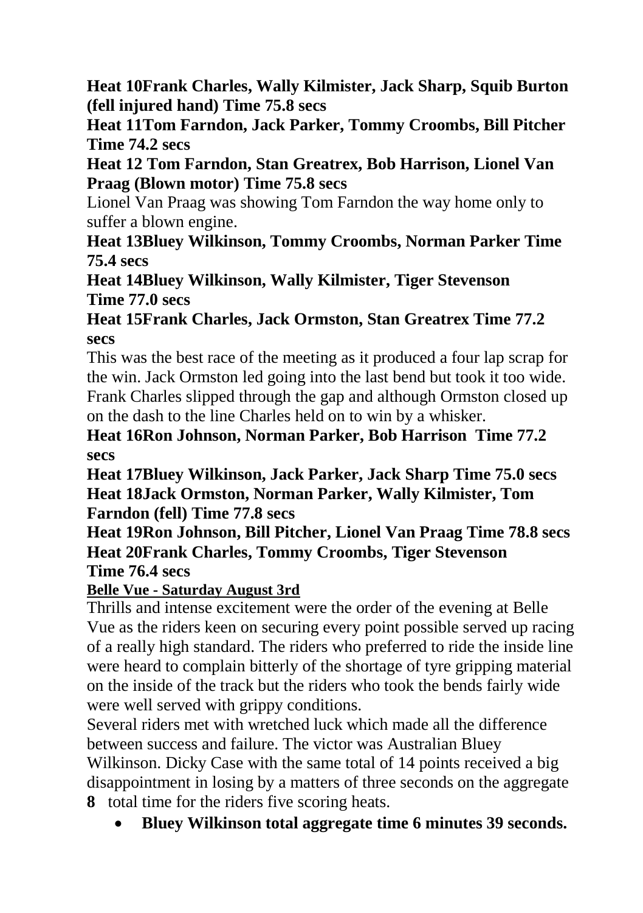**Heat 10Frank Charles, Wally Kilmister, Jack Sharp, Squib Burton (fell injured hand) Time 75.8 secs**

**Heat 11Tom Farndon, Jack Parker, Tommy Croombs, Bill Pitcher Time 74.2 secs**

**Heat 12 Tom Farndon, Stan Greatrex, Bob Harrison, Lionel Van Praag (Blown motor) Time 75.8 secs**

Lionel Van Praag was showing Tom Farndon the way home only to suffer a blown engine.

**Heat 13Bluey Wilkinson, Tommy Croombs, Norman Parker Time 75.4 secs**

**Heat 14Bluey Wilkinson, Wally Kilmister, Tiger Stevenson Time 77.0 secs**

**Heat 15Frank Charles, Jack Ormston, Stan Greatrex Time 77.2 secs**

This was the best race of the meeting as it produced a four lap scrap for the win. Jack Ormston led going into the last bend but took it too wide. Frank Charles slipped through the gap and although Ormston closed up on the dash to the line Charles held on to win by a whisker.

**Heat 16Ron Johnson, Norman Parker, Bob Harrison Time 77.2 secs**

**Heat 17Bluey Wilkinson, Jack Parker, Jack Sharp Time 75.0 secs**

**Heat 18Jack Ormston, Norman Parker, Wally Kilmister, Tom Farndon (fell) Time 77.8 secs**

**Heat 19Ron Johnson, Bill Pitcher, Lionel Van Praag Time 78.8 secs**

**Heat 20Frank Charles, Tommy Croombs, Tiger Stevenson Time 76.4 secs**

**Belle Vue - Saturday August 3rd**

Thrills and intense excitement were the order of the evening at Belle Vue as the riders keen on securing every point possible served up racing of a really high standard. The riders who preferred to ride the inside line were heard to complain bitterly of the shortage of tyre gripping material on the inside of the track but the riders who took the bends fairly wide were well served with grippy conditions.

Several riders met with wretched luck which made all the difference between success and failure. The victor was Australian Bluey Wilkinson. Dicky Case with the same total of 14 points received a big disappointment in losing by a matters of three seconds on the aggregate total time for the riders five scoring heats.

- **Bluey Wilkinson total aggregate time 6 minutes 39 seconds.**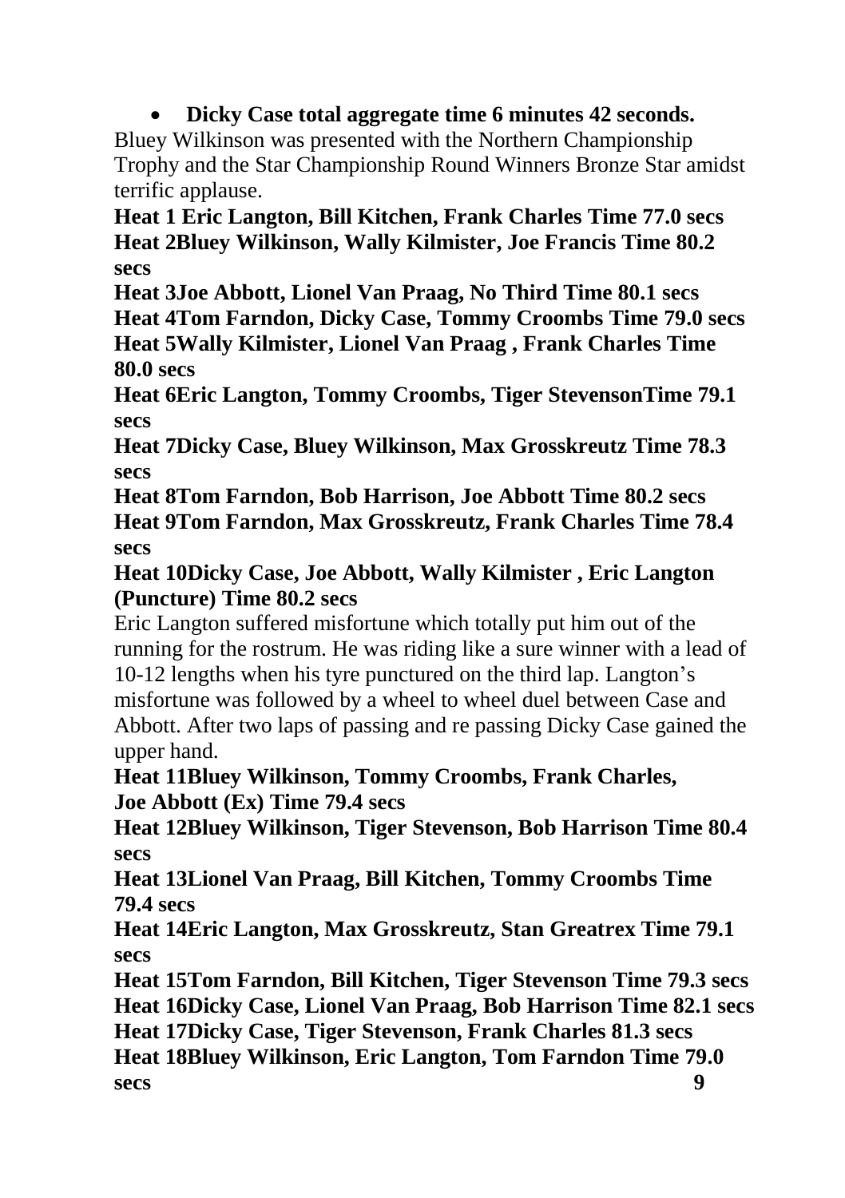- **Dicky Case total aggregate time 6 minutes 42 seconds.**

Bluey Wilkinson was presented with the Northern Championship Trophy and the Star Championship Round Winners Bronze Star amidst terrific applause.

**Heat 1 Eric Langton, Bill Kitchen, Frank Charles Time 77.0 secs**
**Heat 2Bluey Wilkinson, Wally Kilmister, Joe Francis Time 80.2 secs**
**Heat 3Joe Abbott, Lionel Van Praag, No Third Time 80.1 secs**
**Heat 4Tom Farndon, Dicky Case, Tommy Croombs Time 79.0 secs**
**Heat 5Wally Kilmister, Lionel Van Praag , Frank Charles Time 80.0 secs**
**Heat 6Eric Langton, Tommy Croombs, Tiger StevensonTime 79.1 secs**
**Heat 7Dicky Case, Bluey Wilkinson, Max Grosskreutz Time 78.3 secs**
**Heat 8Tom Farndon, Bob Harrison, Joe Abbott Time 80.2 secs**
**Heat 9Tom Farndon, Max Grosskreutz, Frank Charles Time 78.4 secs**
**Heat 10Dicky Case, Joe Abbott, Wally Kilmister , Eric Langton (Puncture) Time 80.2 secs**

Eric Langton suffered misfortune which totally put him out of the running for the rostrum. He was riding like a sure winner with a lead of 10-12 lengths when his tyre punctured on the third lap. Langton's misfortune was followed by a wheel to wheel duel between Case and Abbott. After two laps of passing and re passing Dicky Case gained the upper hand.

**Heat 11Bluey Wilkinson, Tommy Croombs, Frank Charles, Joe Abbott (Ex) Time 79.4 secs**
**Heat 12Bluey Wilkinson, Tiger Stevenson, Bob Harrison Time 80.4 secs**
**Heat 13Lionel Van Praag, Bill Kitchen, Tommy Croombs Time 79.4 secs**
**Heat 14Eric Langton, Max Grosskreutz, Stan Greatrex Time 79.1 secs**
**Heat 15Tom Farndon, Bill Kitchen, Tiger Stevenson Time 79.3 secs**
**Heat 16Dicky Case, Lionel Van Praag, Bob Harrison Time 82.1 secs**
**Heat 17Dicky Case, Tiger Stevenson, Frank Charles 81.3 secs**
**Heat 18Bluey Wilkinson, Eric Langton, Tom Farndon Time 79.0 secs**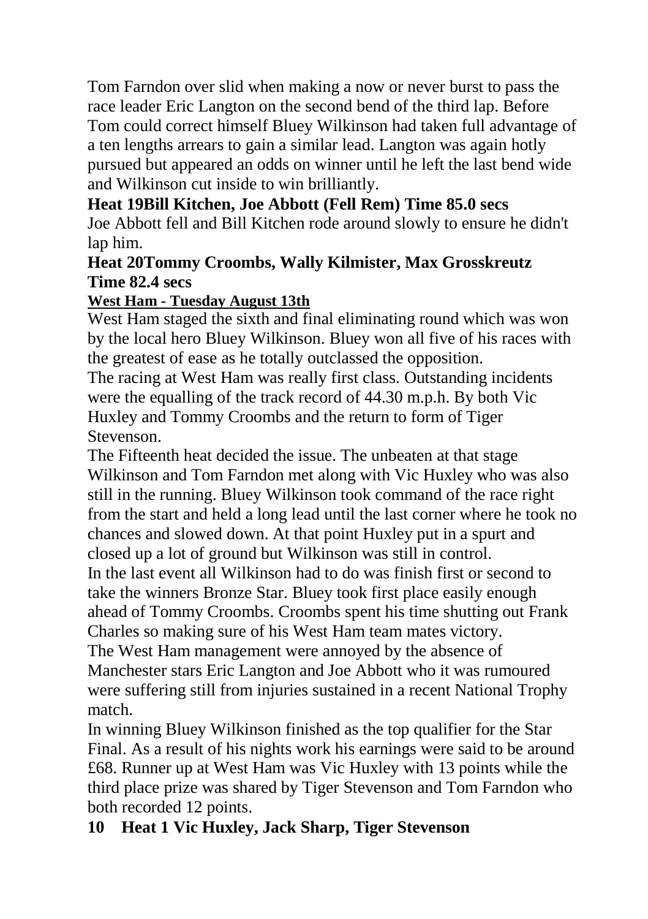Tom Farndon over slid when making a now or never burst to pass the race leader Eric Langton on the second bend of the third lap. Before Tom could correct himself Bluey Wilkinson had taken full advantage of a ten lengths arrears to gain a similar lead. Langton was again hotly pursued but appeared an odds on winner until he left the last bend wide and Wilkinson cut inside to win brilliantly.

**Heat 19Bill Kitchen, Joe Abbott (Fell Rem) Time 85.0 secs**

Joe Abbott fell and Bill Kitchen rode around slowly to ensure he didn't lap him.

**Heat 20Tommy Croombs, Wally Kilmister, Max Grosskreutz Time 82.4 secs**

**West Ham - Tuesday August 13th**

West Ham staged the sixth and final eliminating round which was won by the local hero Bluey Wilkinson. Bluey won all five of his races with the greatest of ease as he totally outclassed the opposition.

The racing at West Ham was really first class. Outstanding incidents were the equalling of the track record of 44.30 m.p.h. By both Vic Huxley and Tommy Croombs and the return to form of Tiger Stevenson.

The Fifteenth heat decided the issue. The unbeaten at that stage Wilkinson and Tom Farndon met along with Vic Huxley who was also still in the running. Bluey Wilkinson took command of the race right from the start and held a long lead until the last corner where he took no chances and slowed down. At that point Huxley put in a spurt and closed up a lot of ground but Wilkinson was still in control.

In the last event all Wilkinson had to do was finish first or second to take the winners Bronze Star. Bluey took first place easily enough ahead of Tommy Croombs. Croombs spent his time shutting out Frank Charles so making sure of his West Ham team mates victory.

The West Ham management were annoyed by the absence of Manchester stars Eric Langton and Joe Abbott who it was rumoured were suffering still from injuries sustained in a recent National Trophy match.

In winning Bluey Wilkinson finished as the top qualifier for the Star Final. As a result of his nights work his earnings were said to be around £68. Runner up at West Ham was Vic Huxley with 13 points while the third place prize was shared by Tiger Stevenson and Tom Farndon who both recorded 12 points.

**Heat 1 Vic Huxley, Jack Sharp, Tiger Stevenson**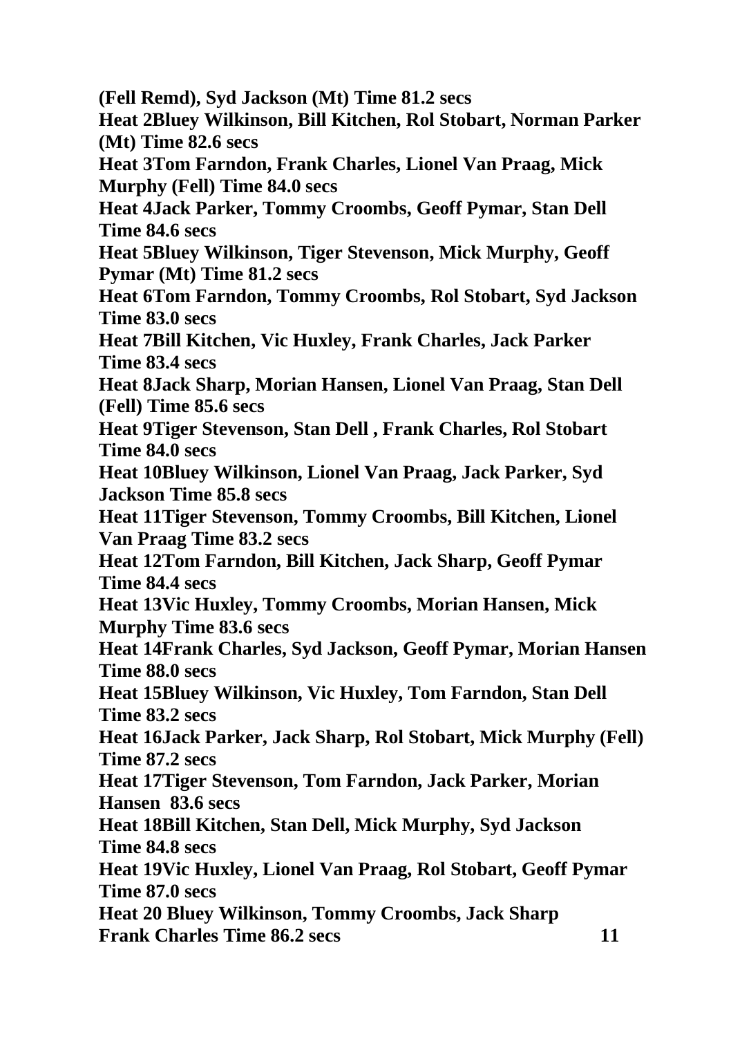**(Fell Remd), Syd Jackson (Mt) Time 81.2 secs**

**Heat 2Bluey Wilkinson, Bill Kitchen, Rol Stobart, Norman Parker (Mt) Time 82.6 secs**

**Heat 3Tom Farndon, Frank Charles, Lionel Van Praag, Mick Murphy (Fell) Time 84.0 secs**

**Heat 4Jack Parker, Tommy Croombs, Geoff Pymar, Stan Dell Time 84.6 secs**

**Heat 5Bluey Wilkinson, Tiger Stevenson, Mick Murphy, Geoff Pymar (Mt) Time 81.2 secs**

**Heat 6Tom Farndon, Tommy Croombs, Rol Stobart, Syd Jackson Time 83.0 secs**

**Heat 7Bill Kitchen, Vic Huxley, Frank Charles, Jack Parker Time 83.4 secs**

**Heat 8Jack Sharp, Morian Hansen, Lionel Van Praag, Stan Dell (Fell) Time 85.6 secs**

**Heat 9Tiger Stevenson, Stan Dell , Frank Charles, Rol Stobart Time 84.0 secs**

**Heat 10Bluey Wilkinson, Lionel Van Praag, Jack Parker, Syd Jackson Time 85.8 secs**

**Heat 11Tiger Stevenson, Tommy Croombs, Bill Kitchen, Lionel Van Praag Time 83.2 secs**

**Heat 12Tom Farndon, Bill Kitchen, Jack Sharp, Geoff Pymar Time 84.4 secs**

**Heat 13Vic Huxley, Tommy Croombs, Morian Hansen, Mick Murphy Time 83.6 secs**

**Heat 14Frank Charles, Syd Jackson, Geoff Pymar, Morian Hansen Time 88.0 secs**

**Heat 15Bluey Wilkinson, Vic Huxley, Tom Farndon, Stan Dell Time 83.2 secs**

**Heat 16Jack Parker, Jack Sharp, Rol Stobart, Mick Murphy (Fell) Time 87.2 secs**

**Heat 17Tiger Stevenson, Tom Farndon, Jack Parker, Morian Hansen 83.6 secs**

**Heat 18Bill Kitchen, Stan Dell, Mick Murphy, Syd Jackson Time 84.8 secs**

**Heat 19Vic Huxley, Lionel Van Praag, Rol Stobart, Geoff Pymar Time 87.0 secs**

**Heat 20 Bluey Wilkinson, Tommy Croombs, Jack Sharp Frank Charles Time 86.2 secs**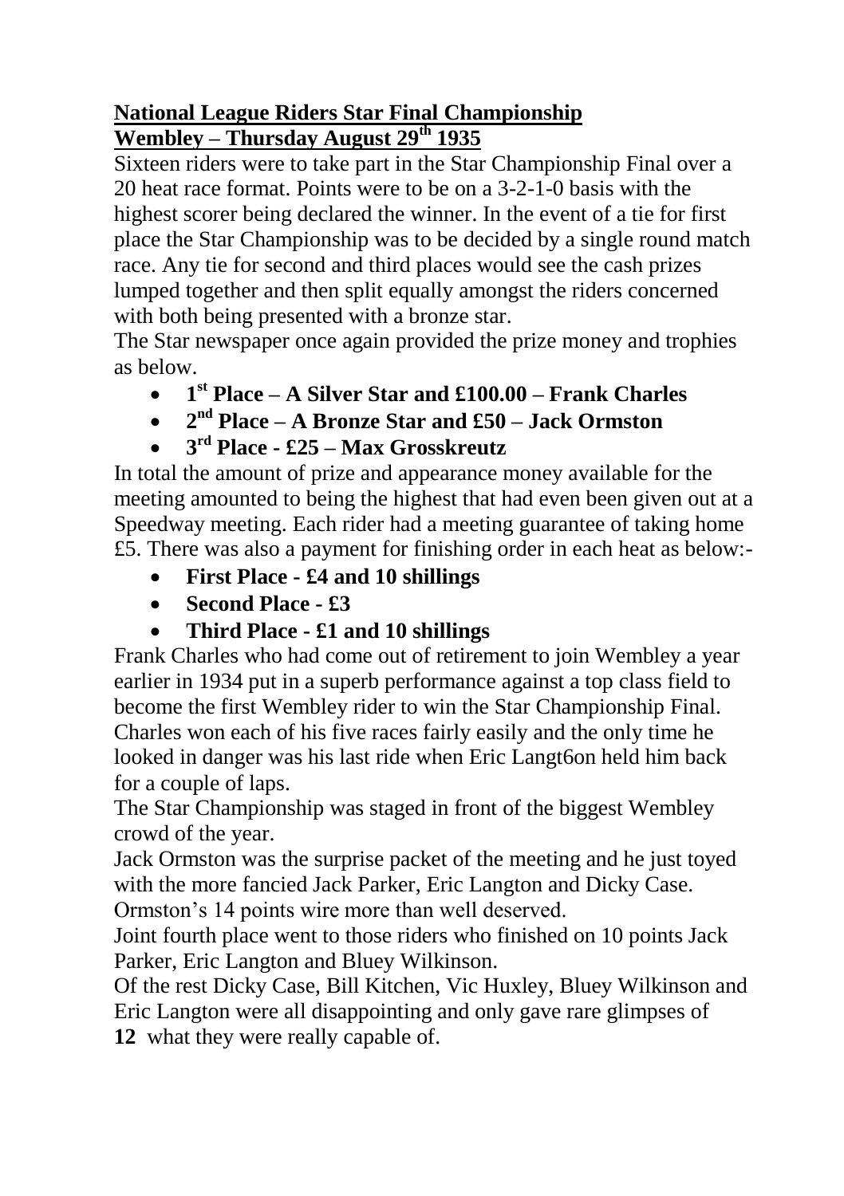**National League Riders Star Final Championship**
**Wembley – Thursday August 29th 1935**

Sixteen riders were to take part in the Star Championship Final over a 20 heat race format. Points were to be on a 3-2-1-0 basis with the highest scorer being declared the winner. In the event of a tie for first place the Star Championship was to be decided by a single round match race. Any tie for second and third places would see the cash prizes lumped together and then split equally amongst the riders concerned with both being presented with a bronze star.

The Star newspaper once again provided the prize money and trophies as below.

- **1st Place – A Silver Star and £100.00 – Frank Charles**
- **2nd Place – A Bronze Star and £50 – Jack Ormston**
- **3rd Place - £25 – Max Grosskreutz**

In total the amount of prize and appearance money available for the meeting amounted to being the highest that had even been given out at a Speedway meeting. Each rider had a meeting guarantee of taking home £5. There was also a payment for finishing order in each heat as below:-

- **First Place - £4 and 10 shillings**
- **Second Place - £3**
- **Third Place - £1 and 10 shillings**

Frank Charles who had come out of retirement to join Wembley a year earlier in 1934 put in a superb performance against a top class field to become the first Wembley rider to win the Star Championship Final. Charles won each of his five races fairly easily and the only time he looked in danger was his last ride when Eric Langt6on held him back for a couple of laps.

The Star Championship was staged in front of the biggest Wembley crowd of the year.

Jack Ormston was the surprise packet of the meeting and he just toyed with the more fancied Jack Parker, Eric Langton and Dicky Case. Ormston's 14 points wire more than well deserved.

Joint fourth place went to those riders who finished on 10 points Jack Parker, Eric Langton and Bluey Wilkinson.

Of the rest Dicky Case, Bill Kitchen, Vic Huxley, Bluey Wilkinson and Eric Langton were all disappointing and only gave rare glimpses of what they were really capable of.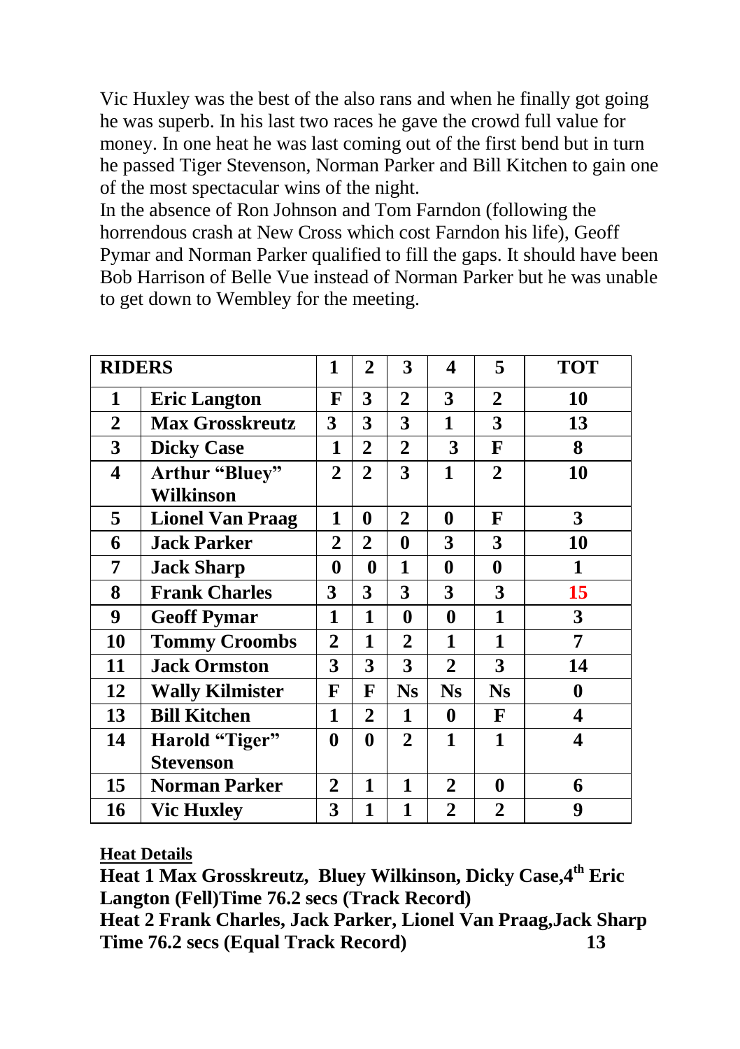Vic Huxley was the best of the also rans and when he finally got going he was superb. In his last two races he gave the crowd full value for money. In one heat he was last coming out of the first bend but in turn he passed Tiger Stevenson, Norman Parker and Bill Kitchen to gain one of the most spectacular wins of the night.

In the absence of Ron Johnson and Tom Farndon (following the horrendous crash at New Cross which cost Farndon his life), Geoff Pymar and Norman Parker qualified to fill the gaps. It should have been Bob Harrison of Belle Vue instead of Norman Parker but he was unable to get down to Wembley for the meeting.

| **RIDERS** | | **1** | **2** | **3** | **4** | **5** | **TOT** |
|---|---|---|---|---|---|---|---|
| **1** | **Eric Langton** | **F** | **3** | **2** | **3** | **2** | **10** |
| **2** | **Max Grosskreutz** | **3** | **3** | **3** | **1** | **3** | **13** |
| **3** | **Dicky Case** | **1** | **2** | **2** | **3** | **F** | **8** |
| **4** | **Arthur "Bluey" Wilkinson** | **2** | **2** | **3** | **1** | **2** | **10** |
| **5** | **Lionel Van Praag** | **1** | **0** | **2** | **0** | **F** | **3** |
| **6** | **Jack Parker** | **2** | **2** | **0** | **3** | **3** | **10** |
| **7** | **Jack Sharp** | **0** | **0** | **1** | **0** | **0** | **1** |
| **8** | **Frank Charles** | **3** | **3** | **3** | **3** | **3** | **15** |
| **9** | **Geoff Pymar** | **1** | **1** | **0** | **0** | **1** | **3** |
| **10** | **Tommy Croombs** | **2** | **1** | **2** | **1** | **1** | **7** |
| **11** | **Jack Ormston** | **3** | **3** | **3** | **2** | **3** | **14** |
| **12** | **Wally Kilmister** | **F** | **F** | **Ns** | **Ns** | **Ns** | **0** |
| **13** | **Bill Kitchen** | **1** | **2** | **1** | **0** | **F** | **4** |
| **14** | **Harold "Tiger" Stevenson** | **0** | **0** | **2** | **1** | **1** | **4** |
| **15** | **Norman Parker** | **2** | **1** | **1** | **2** | **0** | **6** |
| **16** | **Vic Huxley** | **3** | **1** | **1** | **2** | **2** | **9** |

**Heat Details**

**Heat 1 Max Grosskreutz, Bluey Wilkinson, Dicky Case, 4th Eric Langton (Fell) Time 76.2 secs (Track Record)**

**Heat 2 Frank Charles, Jack Parker, Lionel Van Praag, Jack Sharp Time 76.2 secs (Equal Track Record)**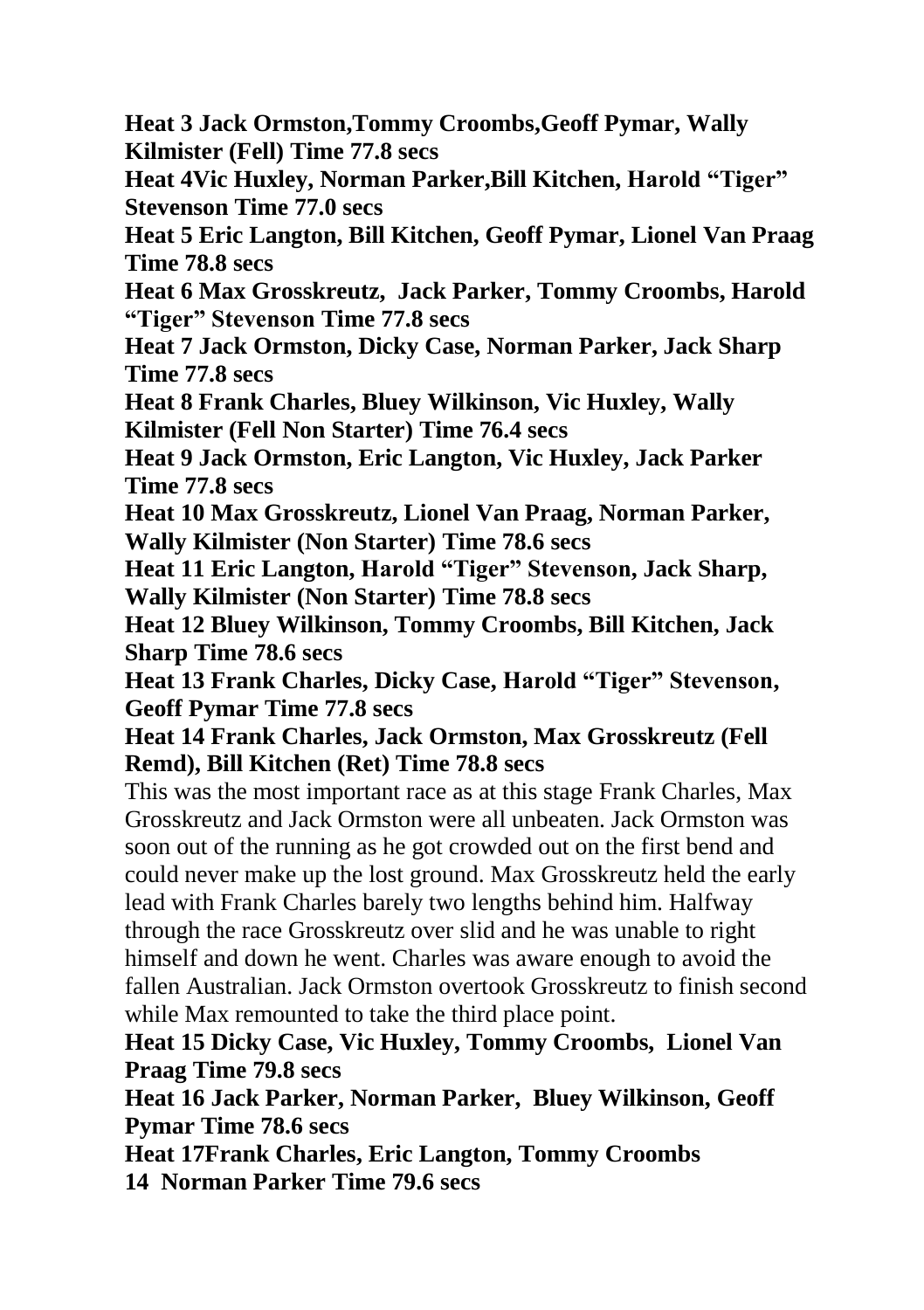**Heat 3 Jack Ormston,Tommy Croombs,Geoff Pymar, Wally Kilmister (Fell) Time 77.8 secs**

**Heat 4Vic Huxley, Norman Parker,Bill Kitchen, Harold "Tiger" Stevenson Time 77.0 secs**

**Heat 5 Eric Langton, Bill Kitchen, Geoff Pymar, Lionel Van Praag Time 78.8 secs**

**Heat 6 Max Grosskreutz, Jack Parker, Tommy Croombs, Harold "Tiger" Stevenson Time 77.8 secs**

**Heat 7 Jack Ormston, Dicky Case, Norman Parker, Jack Sharp Time 77.8 secs**

**Heat 8 Frank Charles, Bluey Wilkinson, Vic Huxley, Wally Kilmister (Fell Non Starter) Time 76.4 secs**

**Heat 9 Jack Ormston, Eric Langton, Vic Huxley, Jack Parker Time 77.8 secs**

**Heat 10 Max Grosskreutz, Lionel Van Praag, Norman Parker, Wally Kilmister (Non Starter) Time 78.6 secs**

**Heat 11 Eric Langton, Harold "Tiger" Stevenson, Jack Sharp, Wally Kilmister (Non Starter) Time 78.8 secs**

**Heat 12 Bluey Wilkinson, Tommy Croombs, Bill Kitchen, Jack Sharp Time 78.6 secs**

**Heat 13 Frank Charles, Dicky Case, Harold "Tiger" Stevenson, Geoff Pymar Time 77.8 secs**

**Heat 14 Frank Charles, Jack Ormston, Max Grosskreutz (Fell Remd), Bill Kitchen (Ret) Time 78.8 secs**

This was the most important race as at this stage Frank Charles, Max Grosskreutz and Jack Ormston were all unbeaten. Jack Ormston was soon out of the running as he got crowded out on the first bend and could never make up the lost ground. Max Grosskreutz held the early lead with Frank Charles barely two lengths behind him. Halfway through the race Grosskreutz over slid and he was unable to right himself and down he went. Charles was aware enough to avoid the fallen Australian. Jack Ormston overtook Grosskreutz to finish second while Max remounted to take the third place point.

**Heat 15 Dicky Case, Vic Huxley, Tommy Croombs, Lionel Van Praag Time 79.8 secs**

**Heat 16 Jack Parker, Norman Parker, Bluey Wilkinson, Geoff Pymar Time 78.6 secs**

**Heat 17Frank Charles, Eric Langton, Tommy Croombs**

**14 Norman Parker Time 79.6 secs**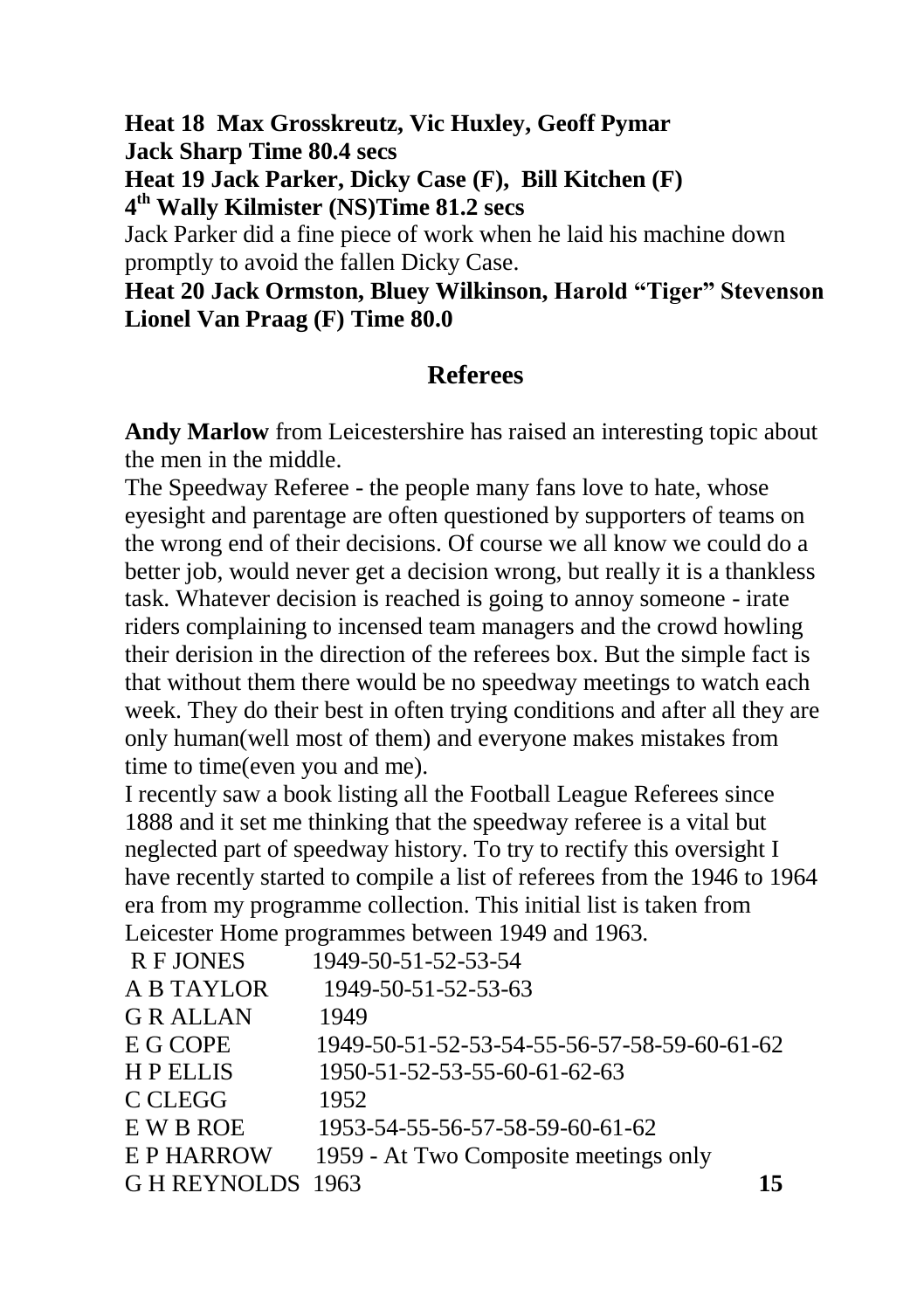**Heat 18 Max Grosskreutz, Vic Huxley, Geoff Pymar**
**Jack Sharp Time 80.4 secs**
**Heat 19 Jack Parker, Dicky Case (F), Bill Kitchen (F)**
**4th Wally Kilmister (NS)Time 81.2 secs**

Jack Parker did a fine piece of work when he laid his machine down promptly to avoid the fallen Dicky Case.

**Heat 20 Jack Ormston, Bluey Wilkinson, Harold "Tiger" Stevenson**
**Lionel Van Praag (F) Time 80.0**

## Referees

**Andy Marlow** from Leicestershire has raised an interesting topic about the men in the middle.

The Speedway Referee - the people many fans love to hate, whose eyesight and parentage are often questioned by supporters of teams on the wrong end of their decisions. Of course we all know we could do a better job, would never get a decision wrong, but really it is a thankless task. Whatever decision is reached is going to annoy someone - irate riders complaining to incensed team managers and the crowd howling their derision in the direction of the referees box. But the simple fact is that without them there would be no speedway meetings to watch each week. They do their best in often trying conditions and after all they are only human(well most of them) and everyone makes mistakes from time to time(even you and me).

I recently saw a book listing all the Football League Referees since 1888 and it set me thinking that the speedway referee is a vital but neglected part of speedway history. To try to rectify this oversight I have recently started to compile a list of referees from the 1946 to 1964 era from my programme collection. This initial list is taken from Leicester Home programmes between 1949 and 1963.

| | |
|---|---|
| R F JONES | 1949-50-51-52-53-54 |
| A B TAYLOR | 1949-50-51-52-53-63 |
| G R ALLAN | 1949 |
| E G COPE | 1949-50-51-52-53-54-55-56-57-58-59-60-61-62 |
| H P ELLIS | 1950-51-52-53-55-60-61-62-63 |
| C CLEGG | 1952 |
| E W B ROE | 1953-54-55-56-57-58-59-60-61-62 |
| E P HARROW | 1959 - At Two Composite meetings only |
| G H REYNOLDS | 1963 |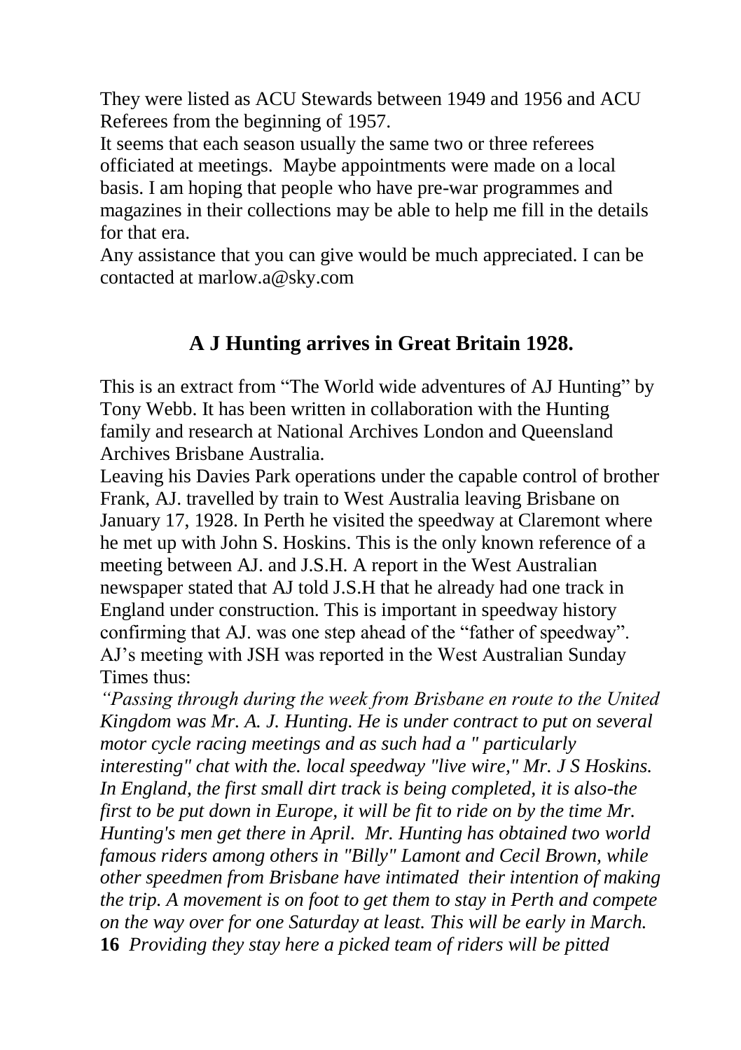They were listed as ACU Stewards between 1949 and 1956 and ACU Referees from the beginning of 1957.

It seems that each season usually the same two or three referees officiated at meetings. Maybe appointments were made on a local basis. I am hoping that people who have pre-war programmes and magazines in their collections may be able to help me fill in the details for that era.

Any assistance that you can give would be much appreciated. I can be contacted at marlow.a@sky.com

## A J Hunting arrives in Great Britain 1928.

This is an extract from "The World wide adventures of AJ Hunting" by Tony Webb. It has been written in collaboration with the Hunting family and research at National Archives London and Queensland Archives Brisbane Australia.

Leaving his Davies Park operations under the capable control of brother Frank, AJ. travelled by train to West Australia leaving Brisbane on January 17, 1928. In Perth he visited the speedway at Claremont where he met up with John S. Hoskins. This is the only known reference of a meeting between AJ. and J.S.H. A report in the West Australian newspaper stated that AJ told J.S.H that he already had one track in England under construction. This is important in speedway history confirming that AJ. was one step ahead of the "father of speedway". AJ's meeting with JSH was reported in the West Australian Sunday Times thus:

*"Passing through during the week from Brisbane en route to the United Kingdom was Mr. A. J. Hunting. He is under contract to put on several motor cycle racing meetings and as such had a " particularly interesting" chat with the. local speedway "live wire," Mr. J S Hoskins. In England, the first small dirt track is being completed, it is also-the first to be put down in Europe, it will be fit to ride on by the time Mr. Hunting's men get there in April. Mr. Hunting has obtained two world famous riders among others in "Billy" Lamont and Cecil Brown, while other speedmen from Brisbane have intimated their intention of making the trip. A movement is on foot to get them to stay in Perth and compete on the way over for one Saturday at least. This will be early in March. Providing they stay here a picked team of riders will be pitted*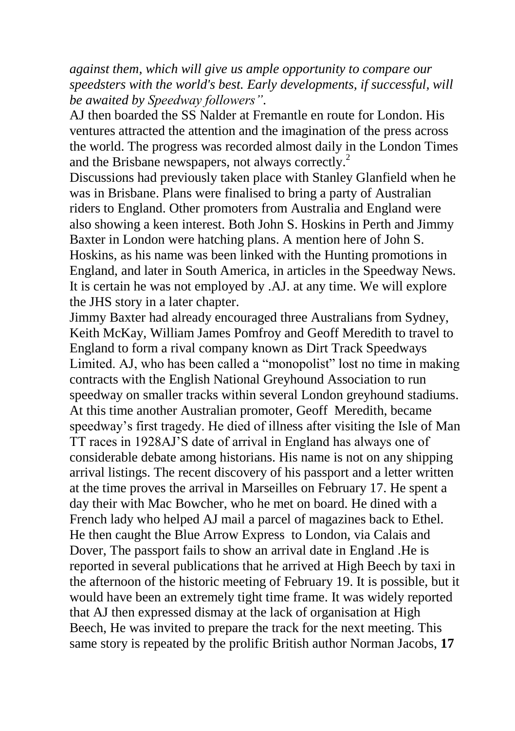*against them, which will give us ample opportunity to compare our speedsters with the world's best. Early developments, if successful, will be awaited by Speedway followers".*

AJ then boarded the SS Nalder at Fremantle en route for London. His ventures attracted the attention and the imagination of the press across the world. The progress was recorded almost daily in the London Times and the Brisbane newspapers, not always correctly.[2]

Discussions had previously taken place with Stanley Glanfield when he was in Brisbane. Plans were finalised to bring a party of Australian riders to England. Other promoters from Australia and England were also showing a keen interest. Both John S. Hoskins in Perth and Jimmy Baxter in London were hatching plans. A mention here of John S. Hoskins, as his name was been linked with the Hunting promotions in England, and later in South America, in articles in the Speedway News. It is certain he was not employed by .AJ. at any time. We will explore the JHS story in a later chapter.

Jimmy Baxter had already encouraged three Australians from Sydney, Keith McKay, William James Pomfroy and Geoff Meredith to travel to England to form a rival company known as Dirt Track Speedways Limited. AJ, who has been called a "monopolist" lost no time in making contracts with the English National Greyhound Association to run speedway on smaller tracks within several London greyhound stadiums. At this time another Australian promoter, Geoff Meredith, became speedway's first tragedy. He died of illness after visiting the Isle of Man TT races in 1928AJ'S date of arrival in England has always one of considerable debate among historians. His name is not on any shipping arrival listings. The recent discovery of his passport and a letter written at the time proves the arrival in Marseilles on February 17. He spent a day their with Mac Bowcher, who he met on board. He dined with a French lady who helped AJ mail a parcel of magazines back to Ethel. He then caught the Blue Arrow Express to London, via Calais and Dover, The passport fails to show an arrival date in England .He is reported in several publications that he arrived at High Beech by taxi in the afternoon of the historic meeting of February 19. It is possible, but it would have been an extremely tight time frame. It was widely reported that AJ then expressed dismay at the lack of organisation at High Beech, He was invited to prepare the track for the next meeting. This same story is repeated by the prolific British author Norman Jacobs,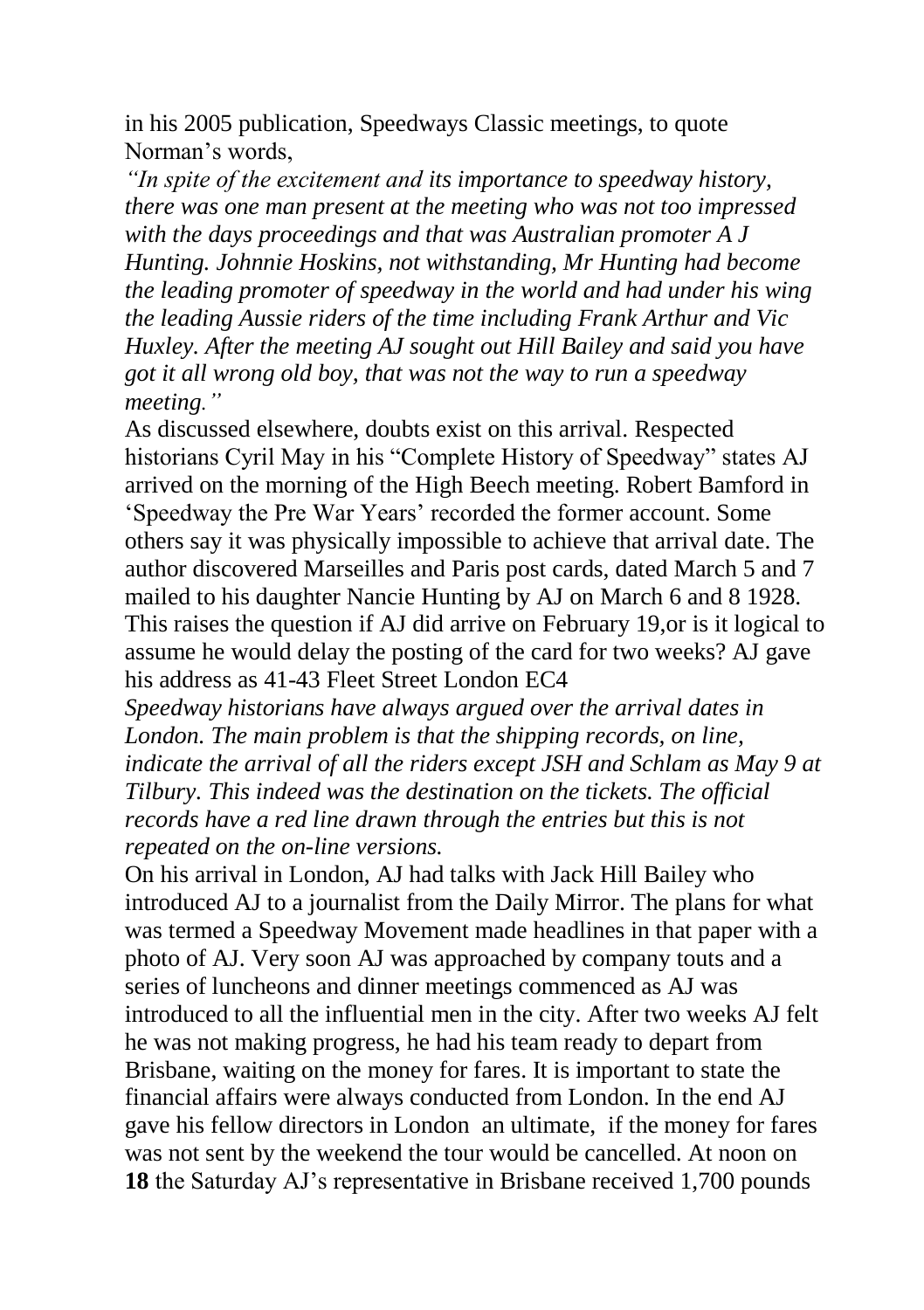in his 2005 publication, Speedways Classic meetings, to quote Norman's words,

*"In spite of the excitement and its importance to speedway history, there was one man present at the meeting who was not too impressed with the days proceedings and that was Australian promoter A J Hunting. Johnnie Hoskins, not withstanding, Mr Hunting had become the leading promoter of speedway in the world and had under his wing the leading Aussie riders of the time including Frank Arthur and Vic Huxley. After the meeting AJ sought out Hill Bailey and said you have got it all wrong old boy, that was not the way to run a speedway meeting."*

As discussed elsewhere, doubts exist on this arrival. Respected historians Cyril May in his "Complete History of Speedway" states AJ arrived on the morning of the High Beech meeting. Robert Bamford in 'Speedway the Pre War Years' recorded the former account. Some others say it was physically impossible to achieve that arrival date. The author discovered Marseilles and Paris post cards, dated March 5 and 7 mailed to his daughter Nancie Hunting by AJ on March 6 and 8 1928. This raises the question if AJ did arrive on February 19,or is it logical to assume he would delay the posting of the card for two weeks? AJ gave his address as 41-43 Fleet Street London EC4

*Speedway historians have always argued over the arrival dates in London. The main problem is that the shipping records, on line, indicate the arrival of all the riders except JSH and Schlam as May 9 at Tilbury. This indeed was the destination on the tickets. The official records have a red line drawn through the entries but this is not repeated on the on-line versions.*

On his arrival in London, AJ had talks with Jack Hill Bailey who introduced AJ to a journalist from the Daily Mirror. The plans for what was termed a Speedway Movement made headlines in that paper with a photo of AJ. Very soon AJ was approached by company touts and a series of luncheons and dinner meetings commenced as AJ was introduced to all the influential men in the city. After two weeks AJ felt he was not making progress, he had his team ready to depart from Brisbane, waiting on the money for fares. It is important to state the financial affairs were always conducted from London. In the end AJ gave his fellow directors in London an ultimate, if the money for fares was not sent by the weekend the tour would be cancelled. At noon on the Saturday AJ's representative in Brisbane received 1,700 pounds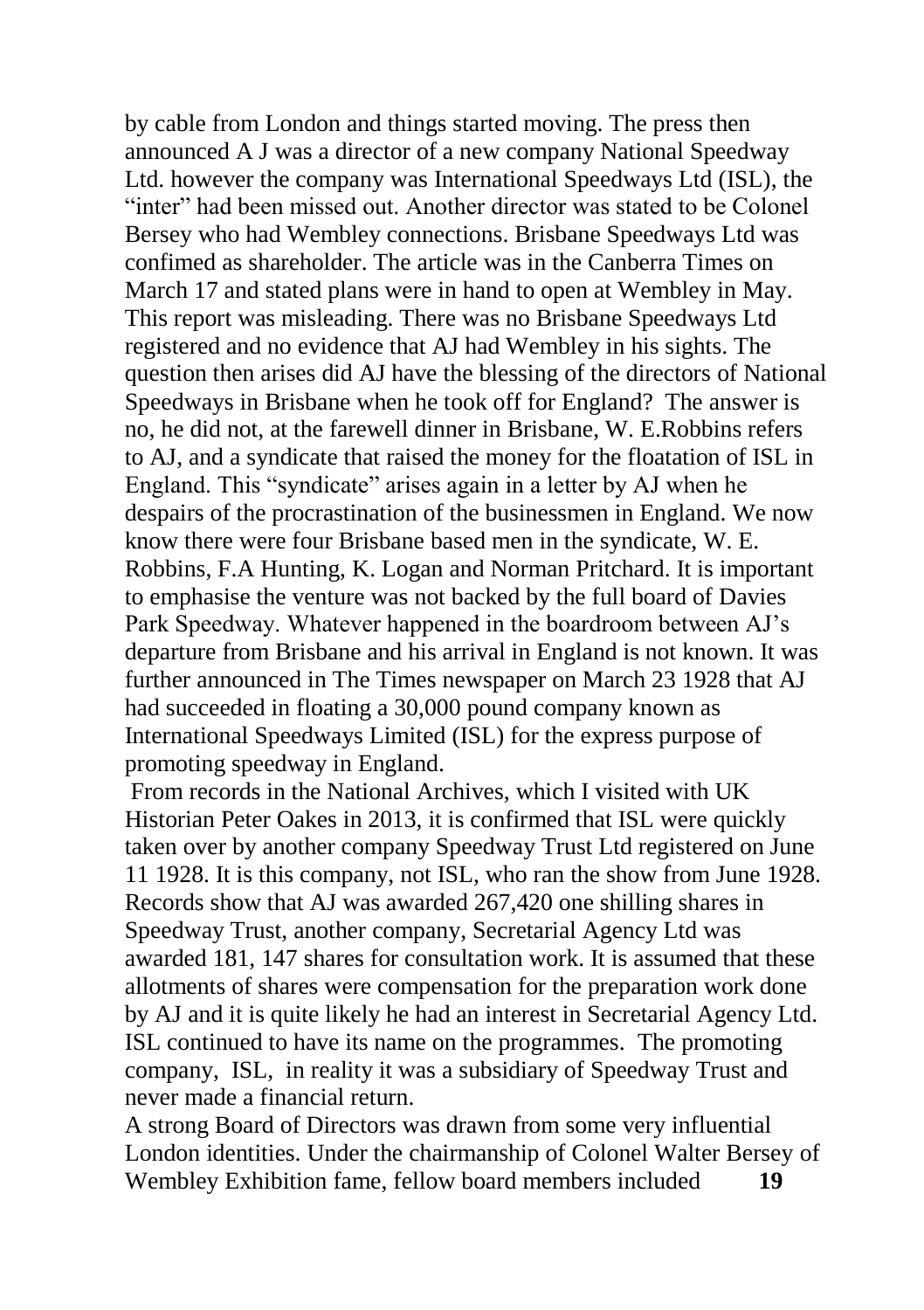by cable from London and things started moving. The press then announced A J was a director of a new company National Speedway Ltd. however the company was International Speedways Ltd (ISL), the "inter" had been missed out. Another director was stated to be Colonel Bersey who had Wembley connections. Brisbane Speedways Ltd was confimed as shareholder. The article was in the Canberra Times on March 17 and stated plans were in hand to open at Wembley in May. This report was misleading. There was no Brisbane Speedways Ltd registered and no evidence that AJ had Wembley in his sights. The question then arises did AJ have the blessing of the directors of National Speedways in Brisbane when he took off for England? The answer is no, he did not, at the farewell dinner in Brisbane, W. E.Robbins refers to AJ, and a syndicate that raised the money for the floatation of ISL in England. This "syndicate" arises again in a letter by AJ when he despairs of the procrastination of the businessmen in England. We now know there were four Brisbane based men in the syndicate, W. E. Robbins, F.A Hunting, K. Logan and Norman Pritchard. It is important to emphasise the venture was not backed by the full board of Davies Park Speedway. Whatever happened in the boardroom between AJ's departure from Brisbane and his arrival in England is not known. It was further announced in The Times newspaper on March 23 1928 that AJ had succeeded in floating a 30,000 pound company known as International Speedways Limited (ISL) for the express purpose of promoting speedway in England.

From records in the National Archives, which I visited with UK Historian Peter Oakes in 2013, it is confirmed that ISL were quickly taken over by another company Speedway Trust Ltd registered on June 11 1928. It is this company, not ISL, who ran the show from June 1928. Records show that AJ was awarded 267,420 one shilling shares in Speedway Trust, another company, Secretarial Agency Ltd was awarded 181, 147 shares for consultation work. It is assumed that these allotments of shares were compensation for the preparation work done by AJ and it is quite likely he had an interest in Secretarial Agency Ltd. ISL continued to have its name on the programmes. The promoting company, ISL, in reality it was a subsidiary of Speedway Trust and never made a financial return.

A strong Board of Directors was drawn from some very influential London identities. Under the chairmanship of Colonel Walter Bersey of Wembley Exhibition fame, fellow board members included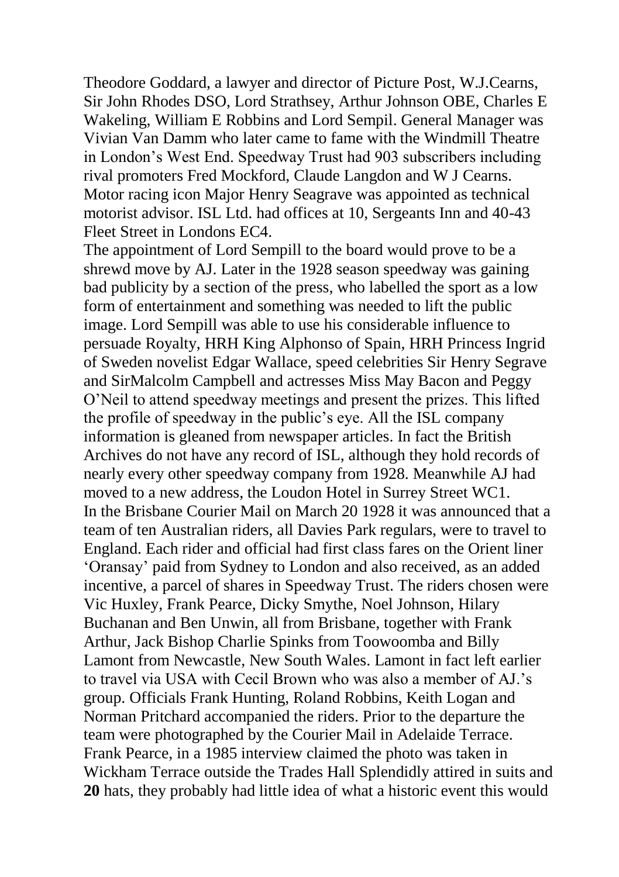Theodore Goddard, a lawyer and director of Picture Post, W.J.Cearns, Sir John Rhodes DSO, Lord Strathsey, Arthur Johnson OBE, Charles E Wakeling, William E Robbins and Lord Sempil. General Manager was Vivian Van Damm who later came to fame with the Windmill Theatre in London's West End. Speedway Trust had 903 subscribers including rival promoters Fred Mockford, Claude Langdon and W J Cearns. Motor racing icon Major Henry Seagrave was appointed as technical motorist advisor. ISL Ltd. had offices at 10, Sergeants Inn and 40-43 Fleet Street in Londons EC4.

The appointment of Lord Sempill to the board would prove to be a shrewd move by AJ. Later in the 1928 season speedway was gaining bad publicity by a section of the press, who labelled the sport as a low form of entertainment and something was needed to lift the public image. Lord Sempill was able to use his considerable influence to persuade Royalty, HRH King Alphonso of Spain, HRH Princess Ingrid of Sweden novelist Edgar Wallace, speed celebrities Sir Henry Segrave and SirMalcolm Campbell and actresses Miss May Bacon and Peggy O'Neil to attend speedway meetings and present the prizes. This lifted the profile of speedway in the public's eye. All the ISL company information is gleaned from newspaper articles. In fact the British Archives do not have any record of ISL, although they hold records of nearly every other speedway company from 1928. Meanwhile AJ had moved to a new address, the Loudon Hotel in Surrey Street WC1.

In the Brisbane Courier Mail on March 20 1928 it was announced that a team of ten Australian riders, all Davies Park regulars, were to travel to England. Each rider and official had first class fares on the Orient liner 'Oransay' paid from Sydney to London and also received, as an added incentive, a parcel of shares in Speedway Trust. The riders chosen were Vic Huxley, Frank Pearce, Dicky Smythe, Noel Johnson, Hilary Buchanan and Ben Unwin, all from Brisbane, together with Frank Arthur, Jack Bishop Charlie Spinks from Toowoomba and Billy Lamont from Newcastle, New South Wales. Lamont in fact left earlier to travel via USA with Cecil Brown who was also a member of AJ.'s group. Officials Frank Hunting, Roland Robbins, Keith Logan and Norman Pritchard accompanied the riders. Prior to the departure the team were photographed by the Courier Mail in Adelaide Terrace. Frank Pearce, in a 1985 interview claimed the photo was taken in Wickham Terrace outside the Trades Hall Splendidly attired in suits and hats, they probably had little idea of what a historic event this would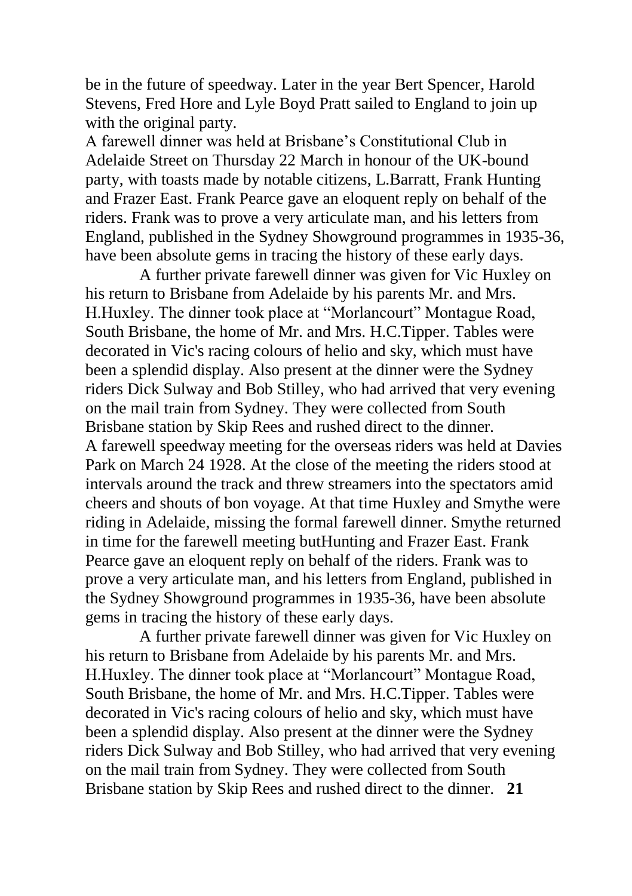be in the future of speedway. Later in the year Bert Spencer, Harold Stevens, Fred Hore and Lyle Boyd Pratt sailed to England to join up with the original party.

A farewell dinner was held at Brisbane's Constitutional Club in Adelaide Street on Thursday 22 March in honour of the UK-bound party, with toasts made by notable citizens, L.Barratt, Frank Hunting and Frazer East. Frank Pearce gave an eloquent reply on behalf of the riders. Frank was to prove a very articulate man, and his letters from England, published in the Sydney Showground programmes in 1935-36, have been absolute gems in tracing the history of these early days.

A further private farewell dinner was given for Vic Huxley on his return to Brisbane from Adelaide by his parents Mr. and Mrs. H.Huxley. The dinner took place at "Morlancourt" Montague Road, South Brisbane, the home of Mr. and Mrs. H.C.Tipper. Tables were decorated in Vic's racing colours of helio and sky, which must have been a splendid display. Also present at the dinner were the Sydney riders Dick Sulway and Bob Stilley, who had arrived that very evening on the mail train from Sydney. They were collected from South Brisbane station by Skip Rees and rushed direct to the dinner.

A farewell speedway meeting for the overseas riders was held at Davies Park on March 24 1928. At the close of the meeting the riders stood at intervals around the track and threw streamers into the spectators amid cheers and shouts of bon voyage. At that time Huxley and Smythe were riding in Adelaide, missing the formal farewell dinner. Smythe returned in time for the farewell meeting butHunting and Frazer East. Frank Pearce gave an eloquent reply on behalf of the riders. Frank was to prove a very articulate man, and his letters from England, published in the Sydney Showground programmes in 1935-36, have been absolute gems in tracing the history of these early days.

A further private farewell dinner was given for Vic Huxley on his return to Brisbane from Adelaide by his parents Mr. and Mrs. H.Huxley. The dinner took place at "Morlancourt" Montague Road, South Brisbane, the home of Mr. and Mrs. H.C.Tipper. Tables were decorated in Vic's racing colours of helio and sky, which must have been a splendid display. Also present at the dinner were the Sydney riders Dick Sulway and Bob Stilley, who had arrived that very evening on the mail train from Sydney. They were collected from South Brisbane station by Skip Rees and rushed direct to the dinner.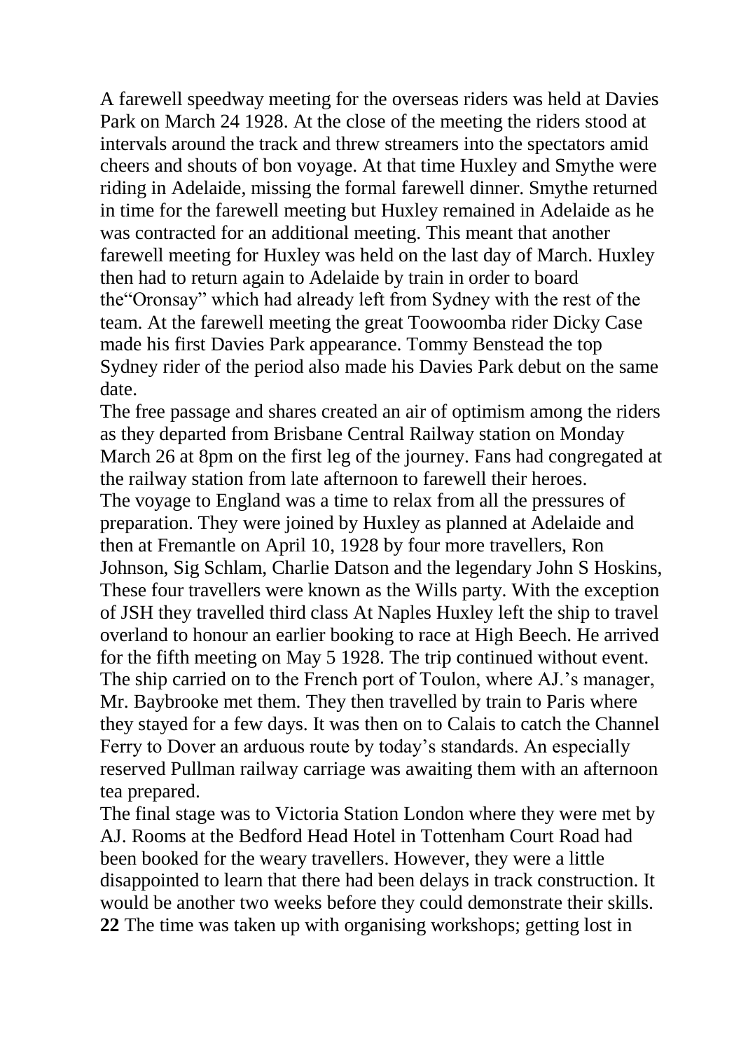A farewell speedway meeting for the overseas riders was held at Davies Park on March 24 1928. At the close of the meeting the riders stood at intervals around the track and threw streamers into the spectators amid cheers and shouts of bon voyage. At that time Huxley and Smythe were riding in Adelaide, missing the formal farewell dinner. Smythe returned in time for the farewell meeting but Huxley remained in Adelaide as he was contracted for an additional meeting. This meant that another farewell meeting for Huxley was held on the last day of March. Huxley then had to return again to Adelaide by train in order to board the"Oronsay" which had already left from Sydney with the rest of the team. At the farewell meeting the great Toowoomba rider Dicky Case made his first Davies Park appearance. Tommy Benstead the top Sydney rider of the period also made his Davies Park debut on the same date.

The free passage and shares created an air of optimism among the riders as they departed from Brisbane Central Railway station on Monday March 26 at 8pm on the first leg of the journey. Fans had congregated at the railway station from late afternoon to farewell their heroes.

The voyage to England was a time to relax from all the pressures of preparation. They were joined by Huxley as planned at Adelaide and then at Fremantle on April 10, 1928 by four more travellers, Ron Johnson, Sig Schlam, Charlie Datson and the legendary John S Hoskins, These four travellers were known as the Wills party. With the exception of JSH they travelled third class At Naples Huxley left the ship to travel overland to honour an earlier booking to race at High Beech. He arrived for the fifth meeting on May 5 1928. The trip continued without event. The ship carried on to the French port of Toulon, where AJ.'s manager, Mr. Baybrooke met them. They then travelled by train to Paris where they stayed for a few days. It was then on to Calais to catch the Channel Ferry to Dover an arduous route by today's standards. An especially reserved Pullman railway carriage was awaiting them with an afternoon tea prepared.

The final stage was to Victoria Station London where they were met by AJ. Rooms at the Bedford Head Hotel in Tottenham Court Road had been booked for the weary travellers. However, they were a little disappointed to learn that there had been delays in track construction. It would be another two weeks before they could demonstrate their skills. The time was taken up with organising workshops; getting lost in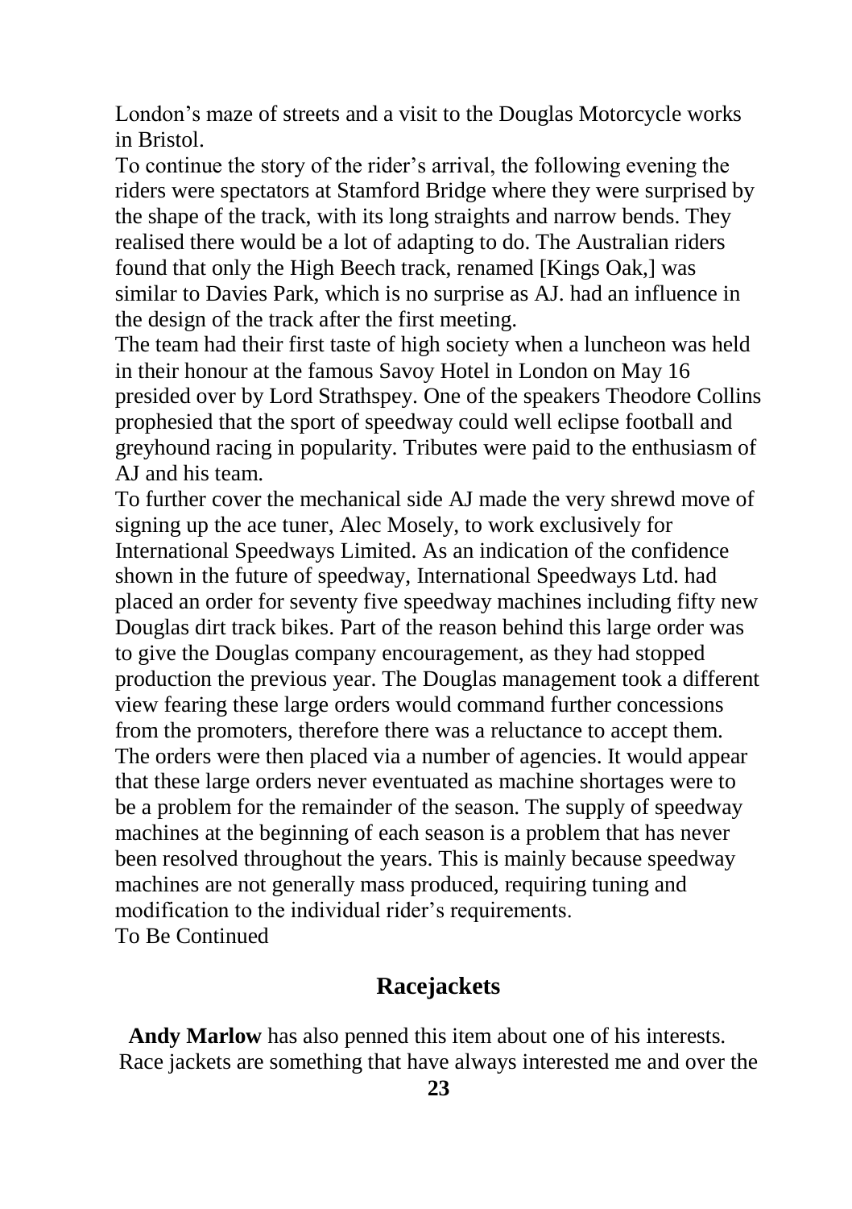London's maze of streets and a visit to the Douglas Motorcycle works in Bristol.

To continue the story of the rider's arrival, the following evening the riders were spectators at Stamford Bridge where they were surprised by the shape of the track, with its long straights and narrow bends. They realised there would be a lot of adapting to do. The Australian riders found that only the High Beech track, renamed [Kings Oak,] was similar to Davies Park, which is no surprise as AJ. had an influence in the design of the track after the first meeting.

The team had their first taste of high society when a luncheon was held in their honour at the famous Savoy Hotel in London on May 16 presided over by Lord Strathspey. One of the speakers Theodore Collins prophesied that the sport of speedway could well eclipse football and greyhound racing in popularity. Tributes were paid to the enthusiasm of AJ and his team.

To further cover the mechanical side AJ made the very shrewd move of signing up the ace tuner, Alec Mosely, to work exclusively for International Speedways Limited. As an indication of the confidence shown in the future of speedway, International Speedways Ltd. had placed an order for seventy five speedway machines including fifty new Douglas dirt track bikes. Part of the reason behind this large order was to give the Douglas company encouragement, as they had stopped production the previous year. The Douglas management took a different view fearing these large orders would command further concessions from the promoters, therefore there was a reluctance to accept them. The orders were then placed via a number of agencies. It would appear that these large orders never eventuated as machine shortages were to be a problem for the remainder of the season. The supply of speedway machines at the beginning of each season is a problem that has never been resolved throughout the years. This is mainly because speedway machines are not generally mass produced, requiring tuning and modification to the individual rider's requirements.

To Be Continued

## Racejackets

**Andy Marlow** has also penned this item about one of his interests.

Race jackets are something that have always interested me and over the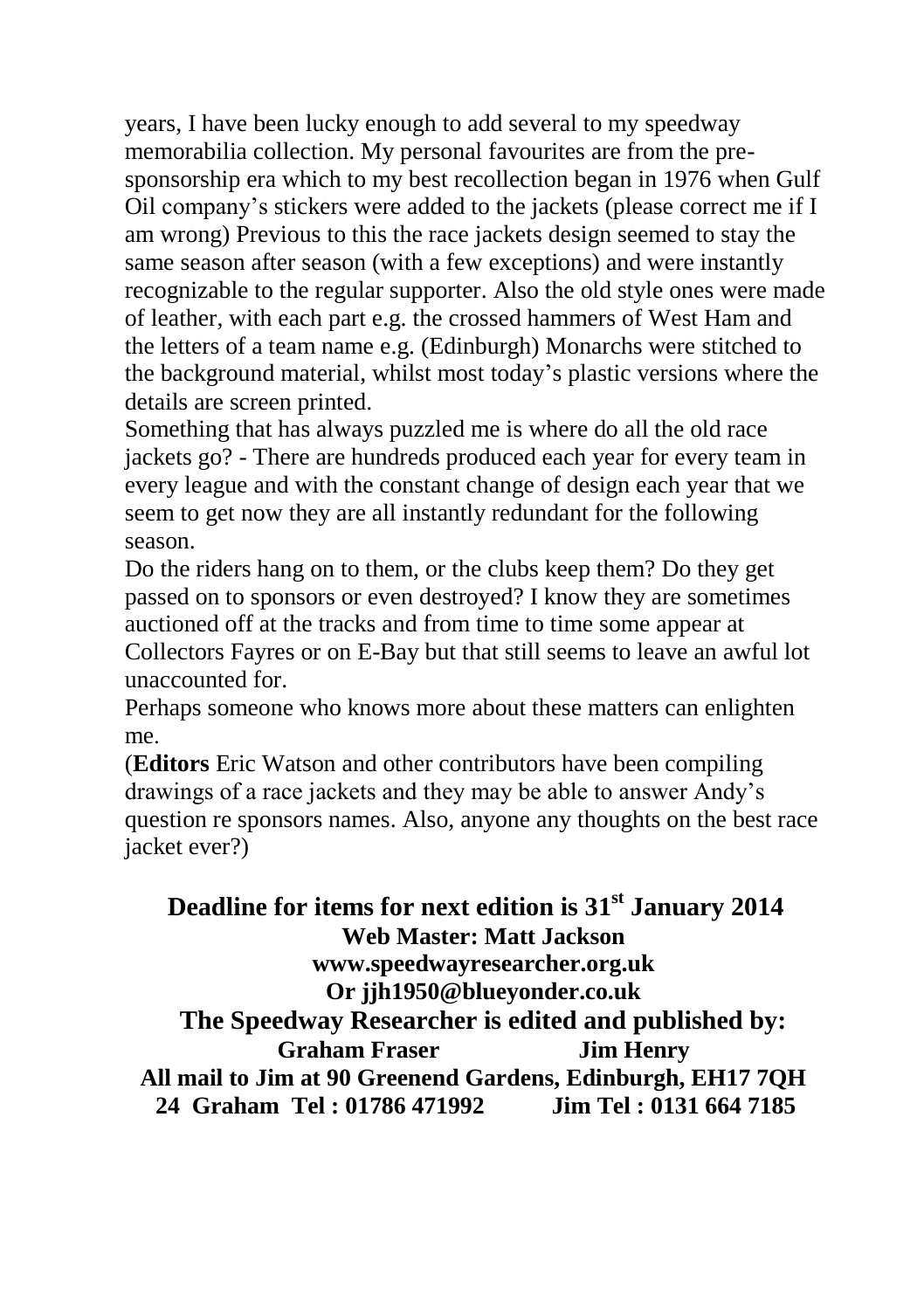years, I have been lucky enough to add several to my speedway memorabilia collection. My personal favourites are from the pre-sponsorship era which to my best recollection began in 1976 when Gulf Oil company's stickers were added to the jackets (please correct me if I am wrong) Previous to this the race jackets design seemed to stay the same season after season (with a few exceptions) and were instantly recognizable to the regular supporter. Also the old style ones were made of leather, with each part e.g. the crossed hammers of West Ham and the letters of a team name e.g. (Edinburgh) Monarchs were stitched to the background material, whilst most today's plastic versions where the details are screen printed.

Something that has always puzzled me is where do all the old race jackets go? - There are hundreds produced each year for every team in every league and with the constant change of design each year that we seem to get now they are all instantly redundant for the following season.

Do the riders hang on to them, or the clubs keep them? Do they get passed on to sponsors or even destroyed? I know they are sometimes auctioned off at the tracks and from time to time some appear at Collectors Fayres or on E-Bay but that still seems to leave an awful lot unaccounted for.

Perhaps someone who knows more about these matters can enlighten me.

(**Editors** Eric Watson and other contributors have been compiling drawings of a race jackets and they may be able to answer Andy's question re sponsors names. Also, anyone any thoughts on the best race jacket ever?)

**Deadline for items for next edition is 31st January 2014**

**Web Master: Matt Jackson**

**www.speedwayresearcher.org.uk**

**Or jjh1950@blueyonder.co.uk**

**The Speedway Researcher is edited and published by:**

**Graham Fraser Jim Henry**

**All mail to Jim at 90 Greenend Gardens, Edinburgh, EH17 7QH**

**Graham Tel : 01786 471992 Jim Tel : 0131 664 7185**